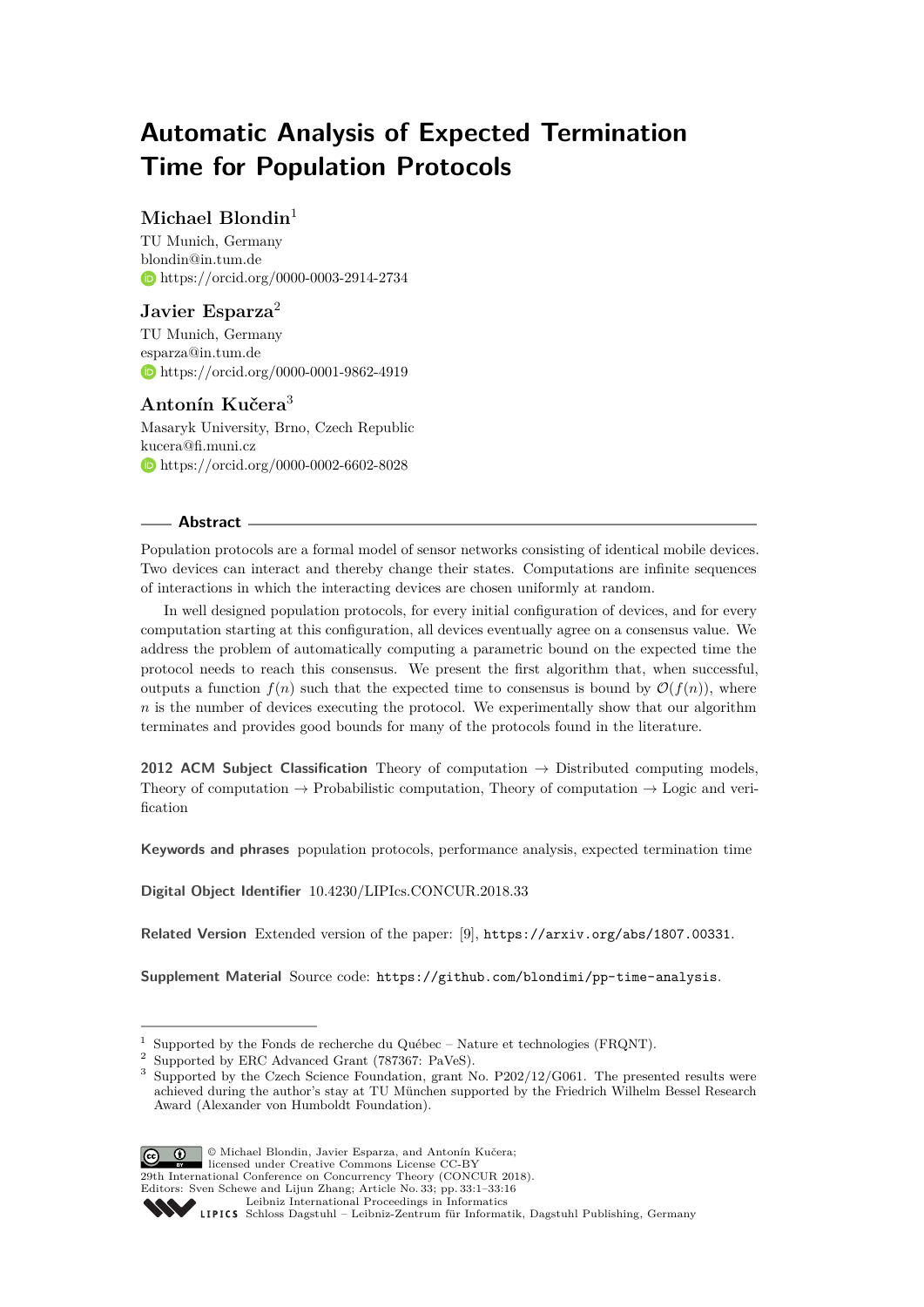# Automatic Analysis of Expected Termination Time for Population Protocols

## Michael Blondin[1]

TU Munich, Germany
blondin@in.tum.de
https://orcid.org/0000-0003-2914-2734

## Javier Esparza[2]

TU Munich, Germany
esparza@in.tum.de
https://orcid.org/0000-0001-9862-4919

## Antonín Kučera[3]

Masaryk University, Brno, Czech Republic
kucera@fi.muni.cz
https://orcid.org/0000-0002-6602-8028

### Abstract

Population protocols are a formal model of sensor networks consisting of identical mobile devices. Two devices can interact and thereby change their states. Computations are infinite sequences of interactions in which the interacting devices are chosen uniformly at random.

In well designed population protocols, for every initial configuration of devices, and for every computation starting at this configuration, all devices eventually agree on a consensus value. We address the problem of automatically computing a parametric bound on the expected time the protocol needs to reach this consensus. We present the first algorithm that, when successful, outputs a function $f(n)$ such that the expected time to consensus is bound by $\mathcal{O}(f(n))$, where $n$ is the number of devices executing the protocol. We experimentally show that our algorithm terminates and provides good bounds for many of the protocols found in the literature.

**2012 ACM Subject Classification** Theory of computation → Distributed computing models, Theory of computation → Probabilistic computation, Theory of computation → Logic and verification

**Keywords and phrases** population protocols, performance analysis, expected termination time

**Digital Object Identifier** 10.4230/LIPIcs.CONCUR.2018.33

**Related Version** Extended version of the paper: [9], https://arxiv.org/abs/1807.00331.

**Supplement Material** Source code: https://github.com/blondimi/pp-time-analysis.

---

[1] Supported by the Fonds de recherche du Québec – Nature et technologies (FRQNT).
[2] Supported by ERC Advanced Grant (787367: PaVeS).
[3] Supported by the Czech Science Foundation, grant No. P202/12/G061. The presented results were achieved during the author's stay at TU München supported by the Friedrich Wilhelm Bessel Research Award (Alexander von Humboldt Foundation).

© Michael Blondin, Javier Esparza, and Antonín Kučera;
licensed under Creative Commons License CC-BY
29th International Conference on Concurrency Theory (CONCUR 2018).
Editors: Sven Schewe and Lijun Zhang; Article No. 33; pp. 33:1–33:16
Leibniz International Proceedings in Informatics
LIPICS Schloss Dagstuhl – Leibniz-Zentrum für Informatik, Dagstuhl Publishing, Germany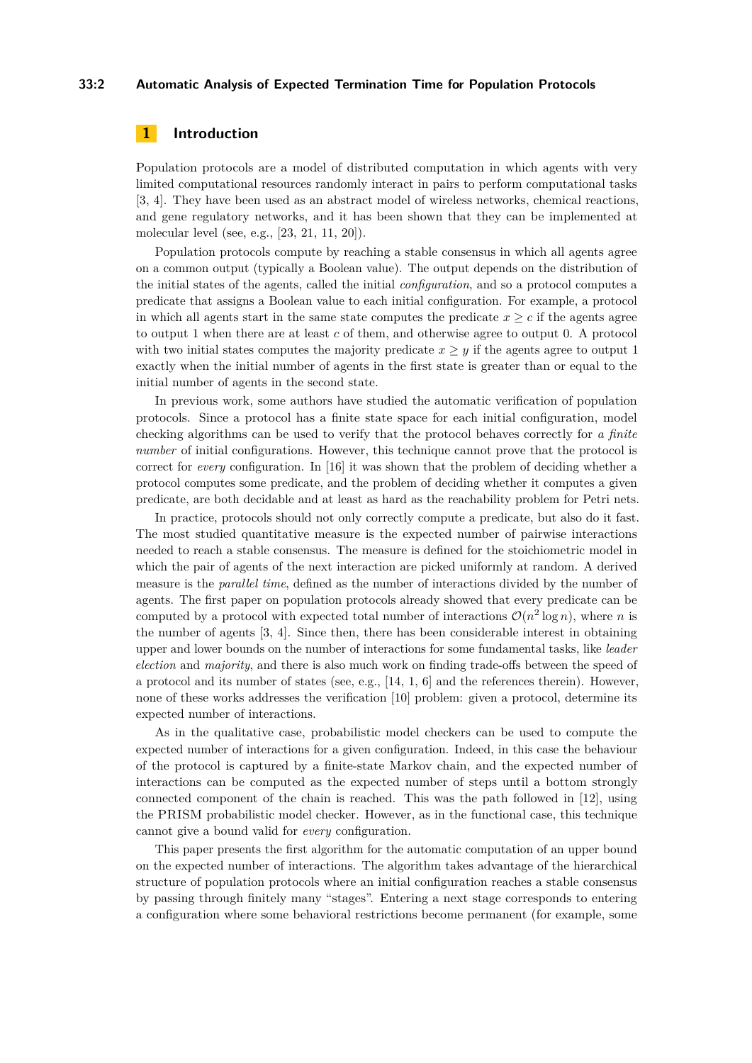## 1 Introduction

Population protocols are a model of distributed computation in which agents with very limited computational resources randomly interact in pairs to perform computational tasks [3, 4]. They have been used as an abstract model of wireless networks, chemical reactions, and gene regulatory networks, and it has been shown that they can be implemented at molecular level (see, e.g., [23, 21, 11, 20]).

Population protocols compute by reaching a stable consensus in which all agents agree on a common output (typically a Boolean value). The output depends on the distribution of the initial states of the agents, called the initial *configuration*, and so a protocol computes a predicate that assigns a Boolean value to each initial configuration. For example, a protocol in which all agents start in the same state computes the predicate $x \geq c$ if the agents agree to output 1 when there are at least $c$ of them, and otherwise agree to output 0. A protocol with two initial states computes the majority predicate $x \geq y$ if the agents agree to output 1 exactly when the initial number of agents in the first state is greater than or equal to the initial number of agents in the second state.

In previous work, some authors have studied the automatic verification of population protocols. Since a protocol has a finite state space for each initial configuration, model checking algorithms can be used to verify that the protocol behaves correctly for *a finite number* of initial configurations. However, this technique cannot prove that the protocol is correct for *every* configuration. In [16] it was shown that the problem of deciding whether a protocol computes some predicate, and the problem of deciding whether it computes a given predicate, are both decidable and at least as hard as the reachability problem for Petri nets.

In practice, protocols should not only correctly compute a predicate, but also do it fast. The most studied quantitative measure is the expected number of pairwise interactions needed to reach a stable consensus. The measure is defined for the stoichiometric model in which the pair of agents of the next interaction are picked uniformly at random. A derived measure is the *parallel time*, defined as the number of interactions divided by the number of agents. The first paper on population protocols already showed that every predicate can be computed by a protocol with expected total number of interactions $\mathcal{O}(n^2 \log n)$, where $n$ is the number of agents [3, 4]. Since then, there has been considerable interest in obtaining upper and lower bounds on the number of interactions for some fundamental tasks, like *leader election* and *majority*, and there is also much work on finding trade-offs between the speed of a protocol and its number of states (see, e.g., [14, 1, 6] and the references therein). However, none of these works addresses the verification [10] problem: given a protocol, determine its expected number of interactions.

As in the qualitative case, probabilistic model checkers can be used to compute the expected number of interactions for a given configuration. Indeed, in this case the behaviour of the protocol is captured by a finite-state Markov chain, and the expected number of interactions can be computed as the expected number of steps until a bottom strongly connected component of the chain is reached. This was the path followed in [12], using the PRISM probabilistic model checker. However, as in the functional case, this technique cannot give a bound valid for *every* configuration.

This paper presents the first algorithm for the automatic computation of an upper bound on the expected number of interactions. The algorithm takes advantage of the hierarchical structure of population protocols where an initial configuration reaches a stable consensus by passing through finitely many "stages". Entering a next stage corresponds to entering a configuration where some behavioral restrictions become permanent (for example, some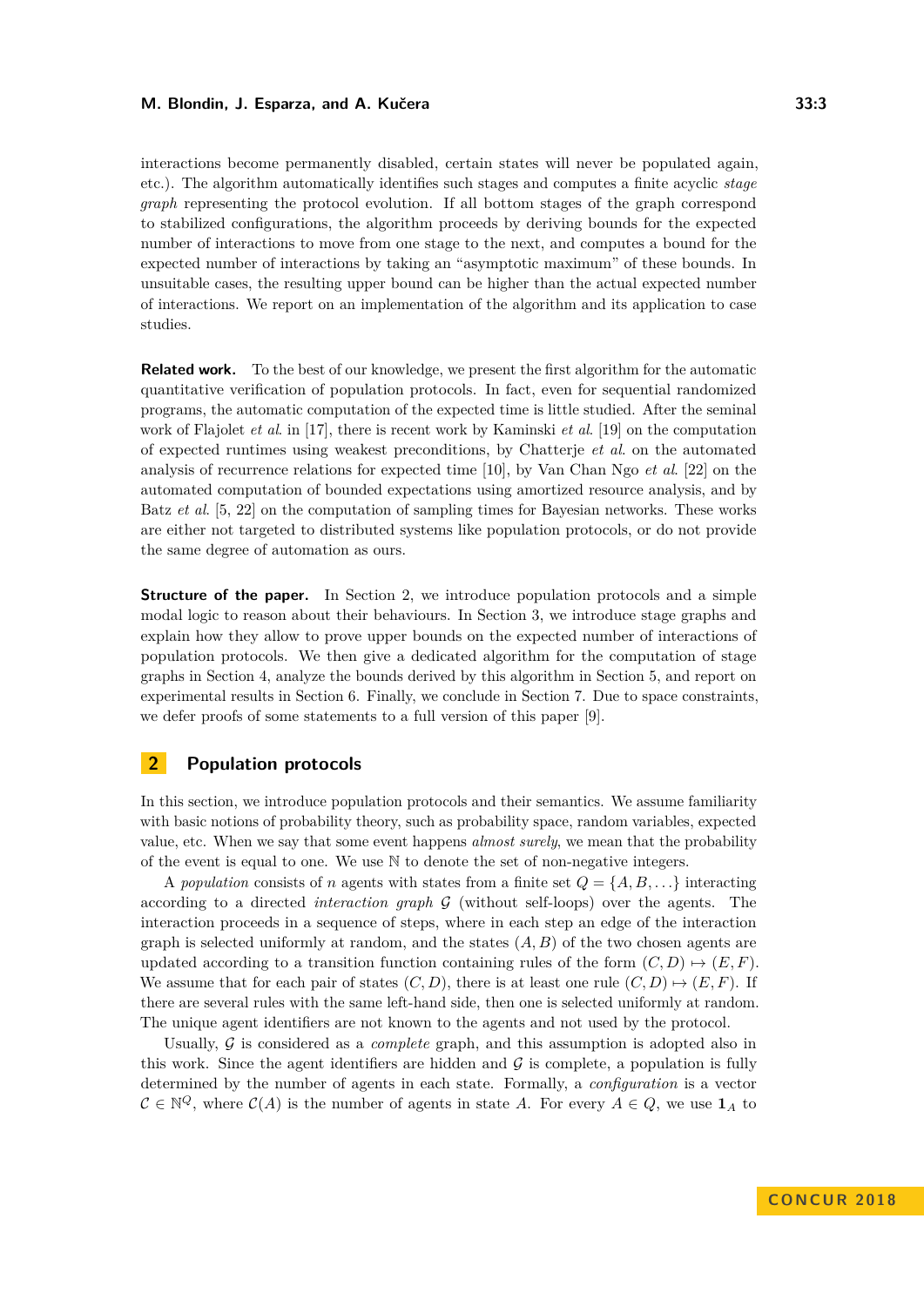interactions become permanently disabled, certain states will never be populated again, etc.). The algorithm automatically identifies such stages and computes a finite acyclic *stage graph* representing the protocol evolution. If all bottom stages of the graph correspond to stabilized configurations, the algorithm proceeds by deriving bounds for the expected number of interactions to move from one stage to the next, and computes a bound for the expected number of interactions by taking an "asymptotic maximum" of these bounds. In unsuitable cases, the resulting upper bound can be higher than the actual expected number of interactions. We report on an implementation of the algorithm and its application to case studies.

**Related work.** To the best of our knowledge, we present the first algorithm for the automatic quantitative verification of population protocols. In fact, even for sequential randomized programs, the automatic computation of the expected time is little studied. After the seminal work of Flajolet *et al.* in [17], there is recent work by Kaminski *et al.* [19] on the computation of expected runtimes using weakest preconditions, by Chatterje *et al.* on the automated analysis of recurrence relations for expected time [10], by Van Chan Ngo *et al.* [22] on the automated computation of bounded expectations using amortized resource analysis, and by Batz *et al.* [5, 22] on the computation of sampling times for Bayesian networks. These works are either not targeted to distributed systems like population protocols, or do not provide the same degree of automation as ours.

**Structure of the paper.** In Section 2, we introduce population protocols and a simple modal logic to reason about their behaviours. In Section 3, we introduce stage graphs and explain how they allow to prove upper bounds on the expected number of interactions of population protocols. We then give a dedicated algorithm for the computation of stage graphs in Section 4, analyze the bounds derived by this algorithm in Section 5, and report on experimental results in Section 6. Finally, we conclude in Section 7. Due to space constraints, we defer proofs of some statements to a full version of this paper [9].

## 2 Population protocols

In this section, we introduce population protocols and their semantics. We assume familiarity with basic notions of probability theory, such as probability space, random variables, expected value, etc. When we say that some event happens *almost surely*, we mean that the probability of the event is equal to one. We use $\mathbb{N}$ to denote the set of non-negative integers.

A *population* consists of $n$ agents with states from a finite set $Q = \{A, B, \ldots\}$ interacting according to a directed *interaction graph* $\mathcal{G}$ (without self-loops) over the agents. The interaction proceeds in a sequence of steps, where in each step an edge of the interaction graph is selected uniformly at random, and the states $(A, B)$ of the two chosen agents are updated according to a transition function containing rules of the form $(C, D) \mapsto (E, F)$. We assume that for each pair of states $(C, D)$, there is at least one rule $(C, D) \mapsto (E, F)$. If there are several rules with the same left-hand side, then one is selected uniformly at random. The unique agent identifiers are not known to the agents and not used by the protocol.

Usually, $\mathcal{G}$ is considered as a *complete* graph, and this assumption is adopted also in this work. Since the agent identifiers are hidden and $\mathcal{G}$ is complete, a population is fully determined by the number of agents in each state. Formally, a *configuration* is a vector $\mathcal{C} \in \mathbb{N}^Q$, where $\mathcal{C}(A)$ is the number of agents in state $A$. For every $A \in Q$, we use $\mathbf{1}_A$ to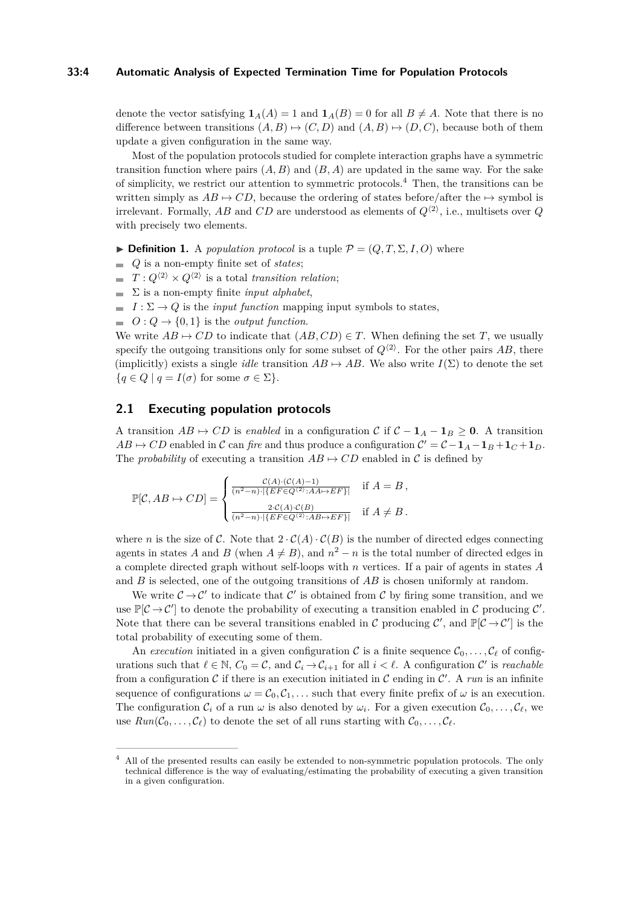denote the vector satisfying $\mathbf{1}_A(A) = 1$ and $\mathbf{1}_A(B) = 0$ for all $B \neq A$. Note that there is no difference between transitions $(A, B) \mapsto (C, D)$ and $(A, B) \mapsto (D, C)$, because both of them update a given configuration in the same way.

Most of the population protocols studied for complete interaction graphs have a symmetric transition function where pairs $(A, B)$ and $(B, A)$ are updated in the same way. For the sake of simplicity, we restrict our attention to symmetric protocols.[4] Then, the transitions can be written simply as $AB \mapsto CD$, because the ordering of states before/after the $\mapsto$ symbol is irrelevant. Formally, $AB$ and $CD$ are understood as elements of $Q^{\langle 2 \rangle}$, i.e., multisets over $Q$ with precisely two elements.

▶ **Definition 1.** A *population protocol* is a tuple $\mathcal{P} = (Q, T, \Sigma, I, O)$ where

- $Q$ is a non-empty finite set of *states*;
- $T : Q^{\langle 2 \rangle} \times Q^{\langle 2 \rangle}$ is a total *transition relation*;
- $\Sigma$ is a non-empty finite *input alphabet*,
- $I : \Sigma \to Q$ is the *input function* mapping input symbols to states,
- $O : Q \to \{0, 1\}$ is the *output function*.

We write $AB \mapsto CD$ to indicate that $(AB, CD) \in T$. When defining the set $T$, we usually specify the outgoing transitions only for some subset of $Q^{\langle 2 \rangle}$. For the other pairs $AB$, there (implicitly) exists a single *idle* transition $AB \mapsto AB$. We also write $I(\Sigma)$ to denote the set $\{q \in Q \mid q = I(\sigma) \text{ for some } \sigma \in \Sigma\}$.

## 2.1 Executing population protocols

A transition $AB \mapsto CD$ is *enabled* in a configuration $\mathcal{C}$ if $\mathcal{C} - \mathbf{1}_A - \mathbf{1}_B \geq \mathbf{0}$. A transition $AB \mapsto CD$ enabled in $\mathcal{C}$ can *fire* and thus produce a configuration $\mathcal{C}' = \mathcal{C} - \mathbf{1}_A - \mathbf{1}_B + \mathbf{1}_C + \mathbf{1}_D$. The *probability* of executing a transition $AB \mapsto CD$ enabled in $\mathcal{C}$ is defined by

$$\mathbb{P}[\mathcal{C}, AB \mapsto CD] = \begin{cases} \frac{\mathcal{C}(A) \cdot (\mathcal{C}(A) - 1)}{(n^2 - n) \cdot |\{EF \in Q^{\langle 2 \rangle} : AA \mapsto EF\}|} & \text{if } A = B\,, \\[2ex] \frac{2 \cdot \mathcal{C}(A) \cdot \mathcal{C}(B)}{(n^2 - n) \cdot |\{EF \in Q^{\langle 2 \rangle} : AB \mapsto EF\}|} & \text{if } A \neq B\,. \end{cases}$$

where $n$ is the size of $\mathcal{C}$. Note that $2 \cdot \mathcal{C}(A) \cdot \mathcal{C}(B)$ is the number of directed edges connecting agents in states $A$ and $B$ (when $A \neq B$), and $n^2 - n$ is the total number of directed edges in a complete directed graph without self-loops with $n$ vertices. If a pair of agents in states $A$ and $B$ is selected, one of the outgoing transitions of $AB$ is chosen uniformly at random.

We write $\mathcal{C} \to \mathcal{C}'$ to indicate that $\mathcal{C}'$ is obtained from $\mathcal{C}$ by firing some transition, and we use $\mathbb{P}[\mathcal{C} \to \mathcal{C}']$ to denote the probability of executing a transition enabled in $\mathcal{C}$ producing $\mathcal{C}'$. Note that there can be several transitions enabled in $\mathcal{C}$ producing $\mathcal{C}'$, and $\mathbb{P}[\mathcal{C} \to \mathcal{C}']$ is the total probability of executing some of them.

An *execution* initiated in a given configuration $\mathcal{C}$ is a finite sequence $\mathcal{C}_0, \ldots, \mathcal{C}_\ell$ of configurations such that $\ell \in \mathbb{N}$, $C_0 = \mathcal{C}$, and $\mathcal{C}_i \to \mathcal{C}_{i+1}$ for all $i < \ell$. A configuration $\mathcal{C}'$ is *reachable* from a configuration $\mathcal{C}$ if there is an execution initiated in $\mathcal{C}$ ending in $\mathcal{C}'$. A *run* is an infinite sequence of configurations $\omega = \mathcal{C}_0, \mathcal{C}_1, \ldots$ such that every finite prefix of $\omega$ is an execution. The configuration $\mathcal{C}_i$ of a run $\omega$ is also denoted by $\omega_i$. For a given execution $\mathcal{C}_0, \ldots, \mathcal{C}_\ell$, we use $Run(\mathcal{C}_0, \ldots, \mathcal{C}_\ell)$ to denote the set of all runs starting with $\mathcal{C}_0, \ldots, \mathcal{C}_\ell$.

---

[4] All of the presented results can easily be extended to non-symmetric population protocols. The only technical difference is the way of evaluating/estimating the probability of executing a given transition in a given configuration.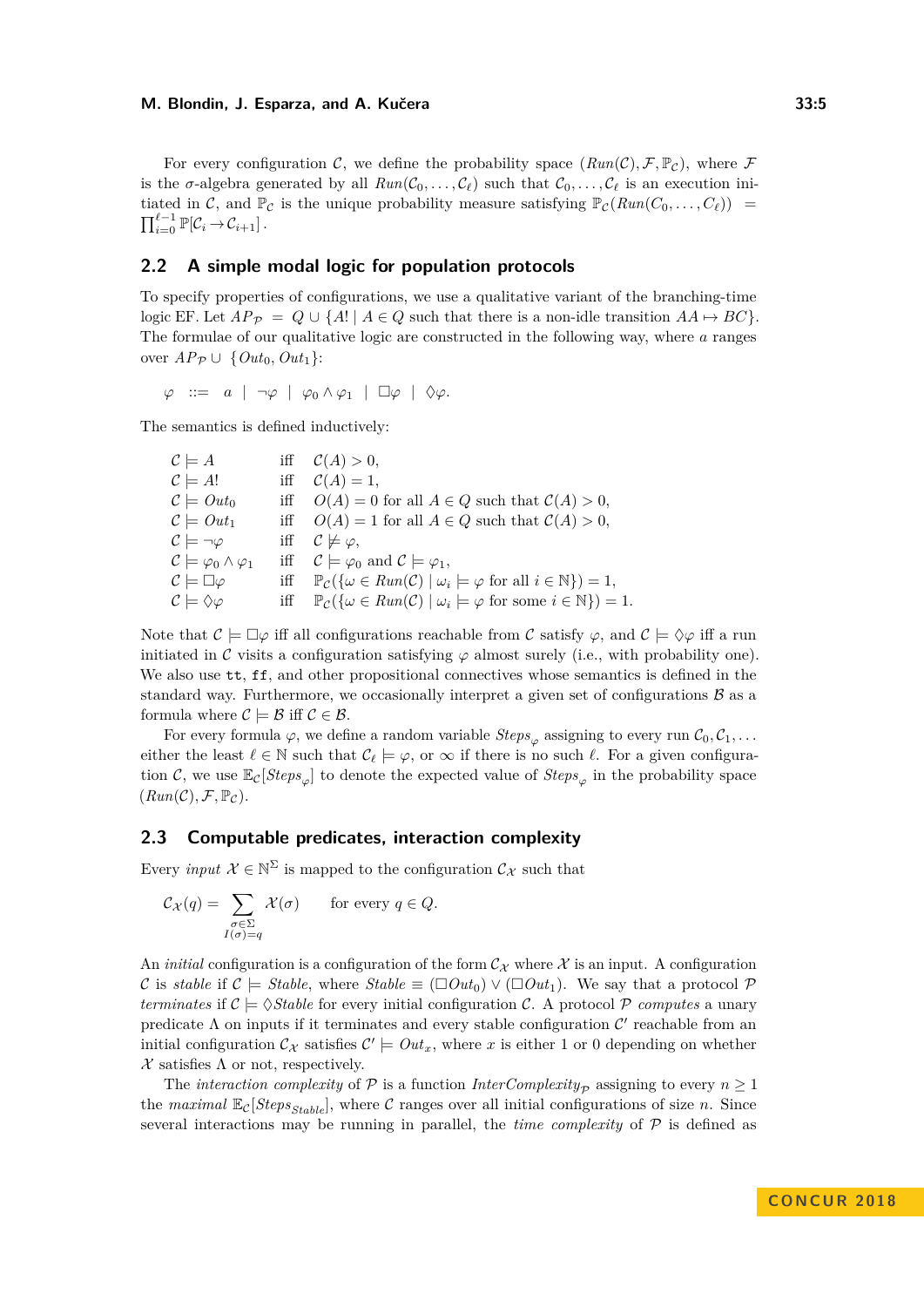For every configuration $\mathcal{C}$, we define the probability space $(Run(\mathcal{C}), \mathcal{F}, \mathbb{P}_\mathcal{C})$, where $\mathcal{F}$ is the $\sigma$-algebra generated by all $Run(\mathcal{C}_0, \ldots, \mathcal{C}_\ell)$ such that $\mathcal{C}_0, \ldots, \mathcal{C}_\ell$ is an execution initiated in $\mathcal{C}$, and $\mathbb{P}_\mathcal{C}$ is the unique probability measure satisfying $\mathbb{P}_\mathcal{C}(Run(C_0, \ldots, \mathcal{C}_\ell)) = \prod_{i=0}^{\ell-1} \mathbb{P}[\mathcal{C}_i \rightarrow \mathcal{C}_{i+1}]$.

## 2.2 A simple modal logic for population protocols

To specify properties of configurations, we use a qualitative variant of the branching-time logic EF. Let $AP_\mathcal{P} = Q \cup \{A! \mid A \in Q$ such that there is a non-idle transition $AA \mapsto BC\}$. The formulae of our qualitative logic are constructed in the following way, where $a$ ranges over $AP_\mathcal{P} \cup \{Out_0, Out_1\}$:

$$\varphi \ ::= \ a \ \mid \ \neg\varphi \ \mid \ \varphi_0 \wedge \varphi_1 \ \mid \ \Box\varphi \ \mid \ \Diamond\varphi.$$

The semantics is defined inductively:

$$
\begin{array}{lll}
\mathcal{C} \models A & \text{iff} & \mathcal{C}(A) > 0, \\
\mathcal{C} \models A! & \text{iff} & \mathcal{C}(A) = 1, \\
\mathcal{C} \models Out_0 & \text{iff} & O(A) = 0 \text{ for all } A \in Q \text{ such that } \mathcal{C}(A) > 0, \\
\mathcal{C} \models Out_1 & \text{iff} & O(A) = 1 \text{ for all } A \in Q \text{ such that } \mathcal{C}(A) > 0, \\
\mathcal{C} \models \neg\varphi & \text{iff} & \mathcal{C} \not\models \varphi, \\
\mathcal{C} \models \varphi_0 \wedge \varphi_1 & \text{iff} & \mathcal{C} \models \varphi_0 \text{ and } \mathcal{C} \models \varphi_1, \\
\mathcal{C} \models \Box\varphi & \text{iff} & \mathbb{P}_\mathcal{C}(\{\omega \in Run(\mathcal{C}) \mid \omega_i \models \varphi \text{ for all } i \in \mathbb{N}\}) = 1, \\
\mathcal{C} \models \Diamond\varphi & \text{iff} & \mathbb{P}_\mathcal{C}(\{\omega \in Run(\mathcal{C}) \mid \omega_i \models \varphi \text{ for some } i \in \mathbb{N}\}) = 1.
\end{array}
$$

Note that $\mathcal{C} \models \Box\varphi$ iff all configurations reachable from $\mathcal{C}$ satisfy $\varphi$, and $\mathcal{C} \models \Diamond\varphi$ iff a run initiated in $\mathcal{C}$ visits a configuration satisfying $\varphi$ almost surely (i.e., with probability one). We also use `tt`, `ff`, and other propositional connectives whose semantics is defined in the standard way. Furthermore, we occasionally interpret a given set of configurations $\mathcal{B}$ as a formula where $\mathcal{C} \models \mathcal{B}$ iff $\mathcal{C} \in \mathcal{B}$.

For every formula $\varphi$, we define a random variable $Steps_\varphi$ assigning to every run $\mathcal{C}_0, \mathcal{C}_1, \ldots$ either the least $\ell \in \mathbb{N}$ such that $\mathcal{C}_\ell \models \varphi$, or $\infty$ if there is no such $\ell$. For a given configuration $\mathcal{C}$, we use $\mathbb{E}_\mathcal{C}[Steps_\varphi]$ to denote the expected value of $Steps_\varphi$ in the probability space $(Run(\mathcal{C}), \mathcal{F}, \mathbb{P}_\mathcal{C})$.

## 2.3 Computable predicates, interaction complexity

Every *input* $\mathcal{X} \in \mathbb{N}^\Sigma$ is mapped to the configuration $\mathcal{C}_\mathcal{X}$ such that

$$\mathcal{C}_\mathcal{X}(q) = \sum_{\substack{\sigma \in \Sigma \\ I(\sigma) = q}} \mathcal{X}(\sigma) \qquad \text{for every } q \in Q.$$

An *initial* configuration is a configuration of the form $\mathcal{C}_\mathcal{X}$ where $\mathcal{X}$ is an input. A configuration $\mathcal{C}$ is *stable* if $\mathcal{C} \models Stable$, where $Stable \equiv (\Box Out_0) \vee (\Box Out_1)$. We say that a protocol $\mathcal{P}$ *terminates* if $\mathcal{C} \models \Diamond Stable$ for every initial configuration $\mathcal{C}$. A protocol $\mathcal{P}$ *computes* a unary predicate $\Lambda$ on inputs if it terminates and every stable configuration $\mathcal{C}'$ reachable from an initial configuration $\mathcal{C}_\mathcal{X}$ satisfies $\mathcal{C}' \models Out_x$, where $x$ is either 1 or 0 depending on whether $\mathcal{X}$ satisfies $\Lambda$ or not, respectively.

The *interaction complexity* of $\mathcal{P}$ is a function $InterComplexity_\mathcal{P}$ assigning to every $n \geq 1$ the *maximal* $\mathbb{E}_\mathcal{C}[Steps_{Stable}]$, where $\mathcal{C}$ ranges over all initial configurations of size $n$. Since several interactions may be running in parallel, the *time complexity* of $\mathcal{P}$ is defined as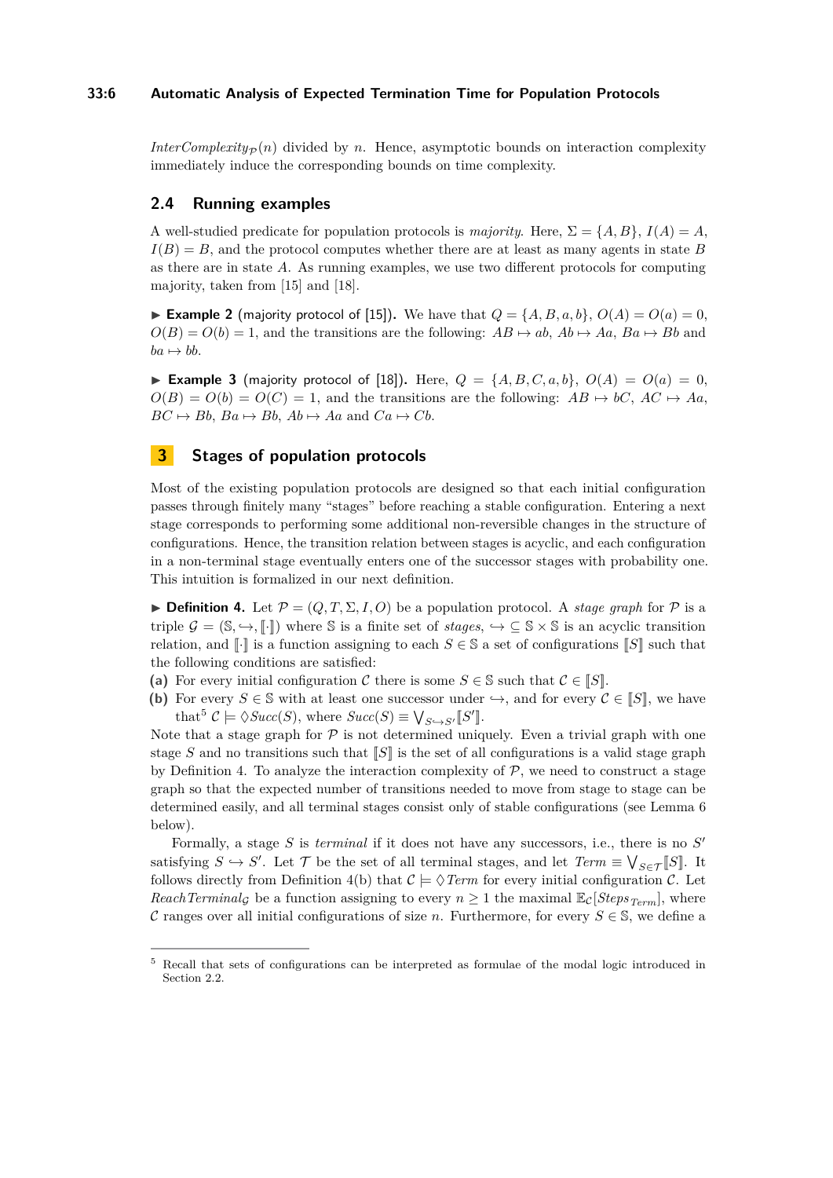$InterComplexity_{\mathcal{P}}(n)$ divided by $n$. Hence, asymptotic bounds on interaction complexity immediately induce the corresponding bounds on time complexity.

## 2.4 Running examples

A well-studied predicate for population protocols is *majority*. Here, $\Sigma = \{A, B\}$, $I(A) = A$, $I(B) = B$, and the protocol computes whether there are at least as many agents in state $B$ as there are in state $A$. As running examples, we use two different protocols for computing majority, taken from [15] and [18].

▶ **Example 2** (majority protocol of [15]). We have that $Q = \{A, B, a, b\}$, $O(A) = O(a) = 0$, $O(B) = O(b) = 1$, and the transitions are the following: $AB \mapsto ab$, $Ab \mapsto Aa$, $Ba \mapsto Bb$ and $ba \mapsto bb$.

▶ **Example 3** (majority protocol of [18]). Here, $Q = \{A, B, C, a, b\}$, $O(A) = O(a) = 0$, $O(B) = O(b) = O(C) = 1$, and the transitions are the following: $AB \mapsto bC$, $AC \mapsto Aa$, $BC \mapsto Bb$, $Ba \mapsto Bb$, $Ab \mapsto Aa$ and $Ca \mapsto Cb$.

# 3 Stages of population protocols

Most of the existing population protocols are designed so that each initial configuration passes through finitely many "stages" before reaching a stable configuration. Entering a next stage corresponds to performing some additional non-reversible changes in the structure of configurations. Hence, the transition relation between stages is acyclic, and each configuration in a non-terminal stage eventually enters one of the successor stages with probability one. This intuition is formalized in our next definition.

▶ **Definition 4.** Let $\mathcal{P} = (Q, T, \Sigma, I, O)$ be a population protocol. A *stage graph* for $\mathcal{P}$ is a triple $\mathcal{G} = (\mathbb{S}, \hookrightarrow, [\![\cdot]\!])$ where $\mathbb{S}$ is a finite set of *stages*, $\hookrightarrow \subseteq \mathbb{S} \times \mathbb{S}$ is an acyclic transition relation, and $[\![\cdot]\!]$ is a function assigning to each $S \in \mathbb{S}$ a set of configurations $[\![S]\!]$ such that the following conditions are satisfied:

**(a)** For every initial configuration $\mathcal{C}$ there is some $S \in \mathbb{S}$ such that $\mathcal{C} \in [\![S]\!]$.

**(b)** For every $S \in \mathbb{S}$ with at least one successor under $\hookrightarrow$, and for every $\mathcal{C} \in [\![S]\!]$, we have that[5] $\mathcal{C} \models \Diamond Succ(S)$, where $Succ(S) \equiv \bigvee_{S \hookrightarrow S'} [\![S']\!]$.

Note that a stage graph for $\mathcal{P}$ is not determined uniquely. Even a trivial graph with one stage $S$ and no transitions such that $[\![S]\!]$ is the set of all configurations is a valid stage graph by Definition 4. To analyze the interaction complexity of $\mathcal{P}$, we need to construct a stage graph so that the expected number of transitions needed to move from stage to stage can be determined easily, and all terminal stages consist only of stable configurations (see Lemma 6 below).

Formally, a stage $S$ is *terminal* if it does not have any successors, i.e., there is no $S'$ satisfying $S \hookrightarrow S'$. Let $\mathcal{T}$ be the set of all terminal stages, and let $Term \equiv \bigvee_{S \in \mathcal{T}} [\![S]\!]$. It follows directly from Definition 4(b) that $\mathcal{C} \models \Diamond Term$ for every initial configuration $\mathcal{C}$. Let $ReachTerminal_{\mathcal{G}}$ be a function assigning to every $n \geq 1$ the maximal $\mathbb{E}_{\mathcal{C}}[Steps_{Term}]$, where $\mathcal{C}$ ranges over all initial configurations of size $n$. Furthermore, for every $S \in \mathbb{S}$, we define a

---

[5] Recall that sets of configurations can be interpreted as formulae of the modal logic introduced in Section 2.2.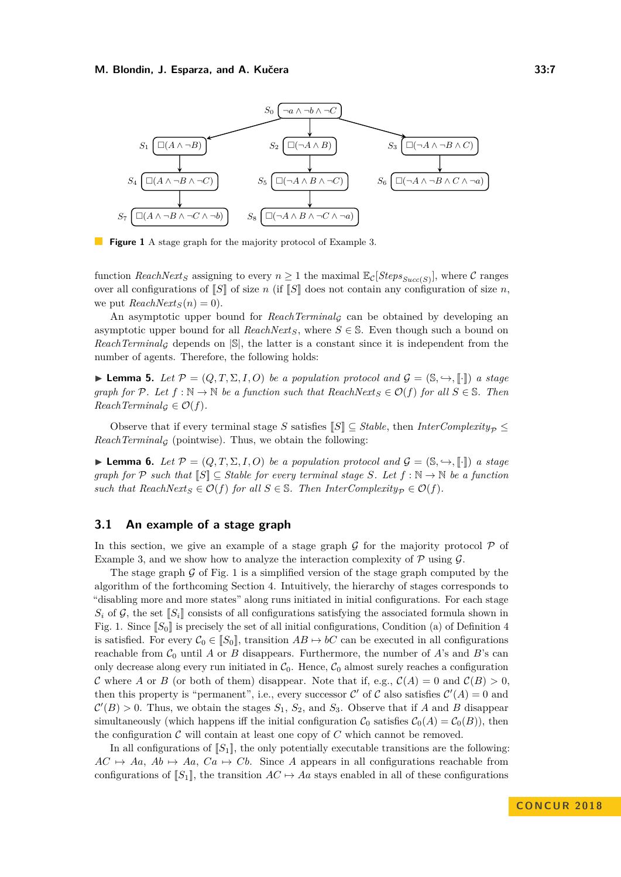$S_0$ $\neg a \wedge \neg b \wedge \neg C$

$S_1$ $\Box(A \wedge \neg B)$ $S_2$ $\Box(\neg A \wedge B)$ $S_3$ $\Box(\neg A \wedge \neg B \wedge C)$

$S_4$ $\Box(A \wedge \neg B \wedge \neg C)$ $S_5$ $\Box(\neg A \wedge B \wedge \neg C)$ $S_6$ $\Box(\neg A \wedge \neg B \wedge C \wedge \neg a)$

$S_7$ $\Box(A \wedge \neg B \wedge \neg C \wedge \neg b)$ $S_8$ $\Box(\neg A \wedge B \wedge \neg C \wedge \neg a)$

**Figure 1** A stage graph for the majority protocol of Example 3.

function $\mathit{ReachNext}_S$ assigning to every $n \geq 1$ the maximal $\mathbb{E}_{\mathcal{C}}[\mathit{Steps}_{\mathit{Succ}(S)}]$, where $\mathcal{C}$ ranges over all configurations of $[\![S]\!]$ of size $n$ (if $[\![S]\!]$ does not contain any configuration of size $n$, we put $\mathit{ReachNext}_S(n) = 0$).

An asymptotic upper bound for $\mathit{ReachTerminal}_{\mathcal{G}}$ can be obtained by developing an asymptotic upper bound for all $\mathit{ReachNext}_S$, where $S \in \mathbb{S}$. Even though such a bound on $\mathit{ReachTerminal}_{\mathcal{G}}$ depends on $|\mathbb{S}|$, the latter is a constant since it is independent from the number of agents. Therefore, the following holds:

▶ **Lemma 5.** *Let $\mathcal{P} = (Q, T, \Sigma, I, O)$ be a population protocol and $\mathcal{G} = (\mathbb{S}, \hookrightarrow, [\![\cdot]\!])$ a stage graph for $\mathcal{P}$. Let $f : \mathbb{N} \to \mathbb{N}$ be a function such that $\mathit{ReachNext}_S \in \mathcal{O}(f)$ for all $S \in \mathbb{S}$. Then $\mathit{ReachTerminal}_{\mathcal{G}} \in \mathcal{O}(f)$.*

Observe that if every terminal stage $S$ satisfies $[\![S]\!] \subseteq \mathit{Stable}$, then $\mathit{InterComplexity}_{\mathcal{P}} \leq \mathit{ReachTerminal}_{\mathcal{G}}$ (pointwise). Thus, we obtain the following:

▶ **Lemma 6.** *Let $\mathcal{P} = (Q, T, \Sigma, I, O)$ be a population protocol and $\mathcal{G} = (\mathbb{S}, \hookrightarrow, [\![\cdot]\!])$ a stage graph for $\mathcal{P}$ such that $[\![S]\!] \subseteq \mathit{Stable}$ for every terminal stage $S$. Let $f : \mathbb{N} \to \mathbb{N}$ be a function such that $\mathit{ReachNext}_S \in \mathcal{O}(f)$ for all $S \in \mathbb{S}$. Then $\mathit{InterComplexity}_{\mathcal{P}} \in \mathcal{O}(f)$.*

## 3.1 An example of a stage graph

In this section, we give an example of a stage graph $\mathcal{G}$ for the majority protocol $\mathcal{P}$ of Example 3, and we show how to analyze the interaction complexity of $\mathcal{P}$ using $\mathcal{G}$.

The stage graph $\mathcal{G}$ of Fig. 1 is a simplified version of the stage graph computed by the algorithm of the forthcoming Section 4. Intuitively, the hierarchy of stages corresponds to "disabling more and more states" along runs initiated in initial configurations. For each stage $S_i$ of $\mathcal{G}$, the set $[\![S_i]\!]$ consists of all configurations satisfying the associated formula shown in Fig. 1. Since $[\![S_0]\!]$ is precisely the set of all initial configurations, Condition (a) of Definition 4 is satisfied. For every $\mathcal{C}_0 \in [\![S_0]\!]$, transition $AB \mapsto bC$ can be executed in all configurations reachable from $\mathcal{C}_0$ until $A$ or $B$ disappears. Furthermore, the number of $A$'s and $B$'s can only decrease along every run initiated in $\mathcal{C}_0$. Hence, $\mathcal{C}_0$ almost surely reaches a configuration $\mathcal{C}$ where $A$ or $B$ (or both of them) disappear. Note that if, e.g., $\mathcal{C}(A) = 0$ and $\mathcal{C}(B) > 0$, then this property is "permanent", i.e., every successor $\mathcal{C}'$ of $\mathcal{C}$ also satisfies $\mathcal{C}'(A) = 0$ and $\mathcal{C}'(B) > 0$. Thus, we obtain the stages $S_1$, $S_2$, and $S_3$. Observe that if $A$ and $B$ disappear simultaneously (which happens iff the initial configuration $\mathcal{C}_0$ satisfies $\mathcal{C}_0(A) = \mathcal{C}_0(B)$), then the configuration $\mathcal{C}$ will contain at least one copy of $C$ which cannot be removed.

In all configurations of $[\![S_1]\!]$, the only potentially executable transitions are the following: $AC \mapsto Aa$, $Ab \mapsto Aa$, $Ca \mapsto Cb$. Since $A$ appears in all configurations reachable from configurations of $[\![S_1]\!]$, the transition $AC \mapsto Aa$ stays enabled in all of these configurations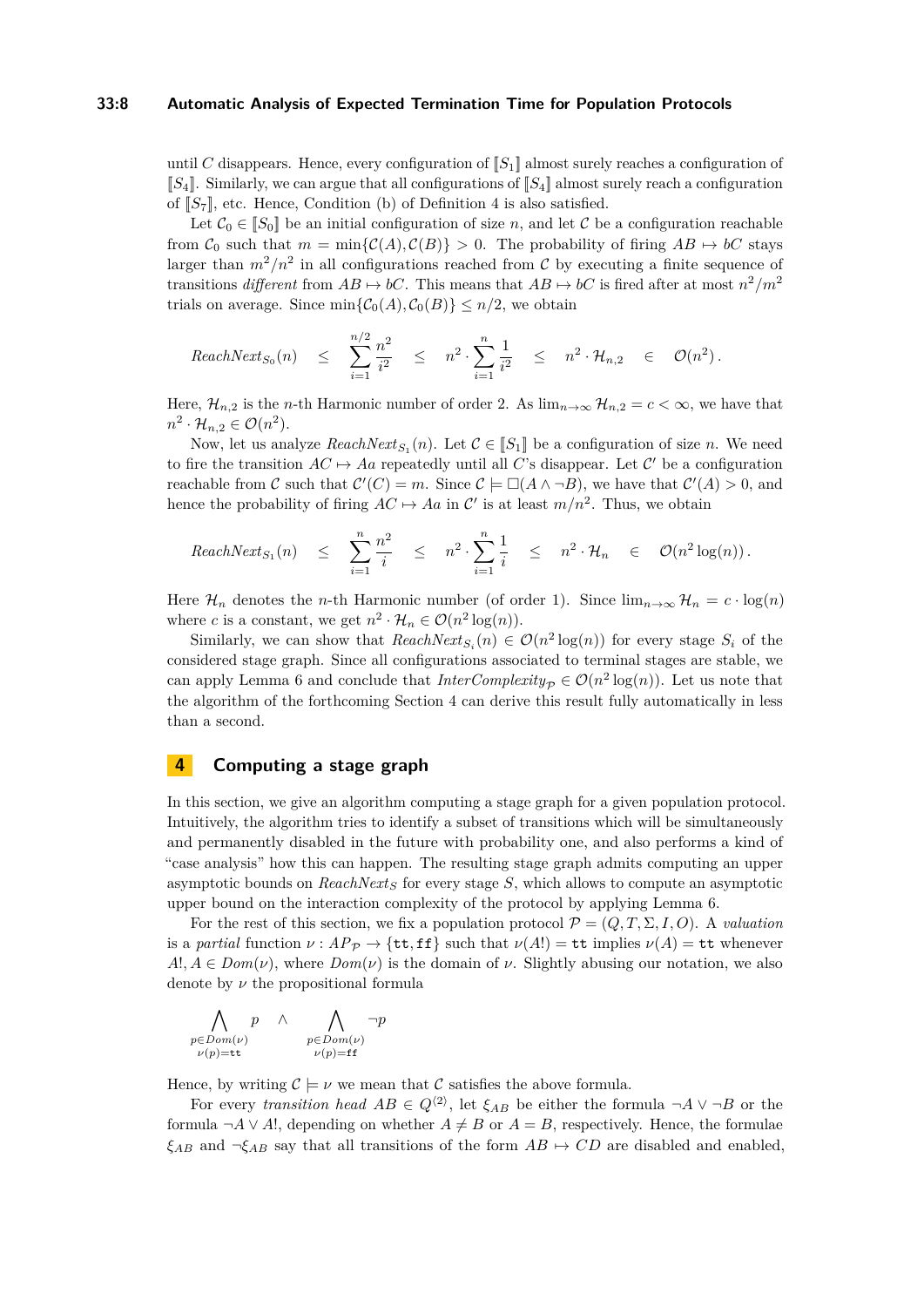until $C$ disappears. Hence, every configuration of $[\![S_1]\!]$ almost surely reaches a configuration of $[\![S_4]\!]$. Similarly, we can argue that all configurations of $[\![S_4]\!]$ almost surely reach a configuration of $[\![S_7]\!]$, etc. Hence, Condition (b) of Definition 4 is also satisfied.

Let $\mathcal{C}_0 \in [\![S_0]\!]$ be an initial configuration of size $n$, and let $\mathcal{C}$ be a configuration reachable from $\mathcal{C}_0$ such that $m = \min\{\mathcal{C}(A), \mathcal{C}(B)\} > 0$. The probability of firing $AB \mapsto bC$ stays larger than $m^2/n^2$ in all configurations reached from $\mathcal{C}$ by executing a finite sequence of transitions *different* from $AB \mapsto bC$. This means that $AB \mapsto bC$ is fired after at most $n^2/m^2$ trials on average. Since $\min\{\mathcal{C}_0(A), \mathcal{C}_0(B)\} \leq n/2$, we obtain

$$
\mathit{ReachNext}_{S_0}(n) \quad \leq \quad \sum_{i=1}^{n/2} \frac{n^2}{i^2} \quad \leq \quad n^2 \cdot \sum_{i=1}^{n} \frac{1}{i^2} \quad \leq \quad n^2 \cdot \mathcal{H}_{n,2} \quad \in \quad \mathcal{O}(n^2)\,.
$$

Here, $\mathcal{H}_{n,2}$ is the $n$-th Harmonic number of order 2. As $\lim_{n\to\infty} \mathcal{H}_{n,2} = c < \infty$, we have that $n^2 \cdot \mathcal{H}_{n,2} \in \mathcal{O}(n^2)$.

Now, let us analyze $\mathit{ReachNext}_{S_1}(n)$. Let $\mathcal{C} \in [\![S_1]\!]$ be a configuration of size $n$. We need to fire the transition $AC \mapsto Aa$ repeatedly until all $C$'s disappear. Let $\mathcal{C}'$ be a configuration reachable from $\mathcal{C}$ such that $\mathcal{C}'(C) = m$. Since $\mathcal{C} \models \Box(A \wedge \neg B)$, we have that $\mathcal{C}'(A) > 0$, and hence the probability of firing $AC \mapsto Aa$ in $\mathcal{C}'$ is at least $m/n^2$. Thus, we obtain

$$
\mathit{ReachNext}_{S_1}(n) \quad \leq \quad \sum_{i=1}^{n} \frac{n^2}{i} \quad \leq \quad n^2 \cdot \sum_{i=1}^{n} \frac{1}{i} \quad \leq \quad n^2 \cdot \mathcal{H}_{n} \quad \in \quad \mathcal{O}(n^2 \log(n))\,.
$$

Here $\mathcal{H}_n$ denotes the $n$-th Harmonic number (of order 1). Since $\lim_{n\to\infty} \mathcal{H}_n = c \cdot \log(n)$ where $c$ is a constant, we get $n^2 \cdot \mathcal{H}_n \in \mathcal{O}(n^2 \log(n))$.

Similarly, we can show that $\mathit{ReachNext}_{S_i}(n) \in \mathcal{O}(n^2 \log(n))$ for every stage $S_i$ of the considered stage graph. Since all configurations associated to terminal stages are stable, we can apply Lemma 6 and conclude that $\mathit{InterComplexity}_{\mathcal{P}} \in \mathcal{O}(n^2 \log(n))$. Let us note that the algorithm of the forthcoming Section 4 can derive this result fully automatically in less than a second.

## 4 Computing a stage graph

In this section, we give an algorithm computing a stage graph for a given population protocol. Intuitively, the algorithm tries to identify a subset of transitions which will be simultaneously and permanently disabled in the future with probability one, and also performs a kind of "case analysis" how this can happen. The resulting stage graph admits computing an upper asymptotic bounds on $\mathit{ReachNext}_S$ for every stage $S$, which allows to compute an asymptotic upper bound on the interaction complexity of the protocol by applying Lemma 6.

For the rest of this section, we fix a population protocol $\mathcal{P} = (Q, T, \Sigma, I, O)$. A *valuation* is a *partial* function $\nu : AP_{\mathcal{P}} \to \{\mathtt{tt}, \mathtt{ff}\}$ such that $\nu(A!) = \mathtt{tt}$ implies $\nu(A) = \mathtt{tt}$ whenever $A!, A \in \mathit{Dom}(\nu)$, where $\mathit{Dom}(\nu)$ is the domain of $\nu$. Slightly abusing our notation, we also denote by $\nu$ the propositional formula

$$
\bigwedge_{\substack{p \in \mathit{Dom}(\nu) \\ \nu(p)=\mathtt{tt}}} p \quad \wedge \quad \bigwedge_{\substack{p \in \mathit{Dom}(\nu) \\ \nu(p)=\mathtt{ff}}} \neg p
$$

Hence, by writing $\mathcal{C} \models \nu$ we mean that $\mathcal{C}$ satisfies the above formula.

For every *transition head* $AB \in Q^{\langle 2 \rangle}$, let $\xi_{AB}$ be either the formula $\neg A \vee \neg B$ or the formula $\neg A \vee A!$, depending on whether $A \neq B$ or $A = B$, respectively. Hence, the formulae $\xi_{AB}$ and $\neg\xi_{AB}$ say that all transitions of the form $AB \mapsto CD$ are disabled and enabled,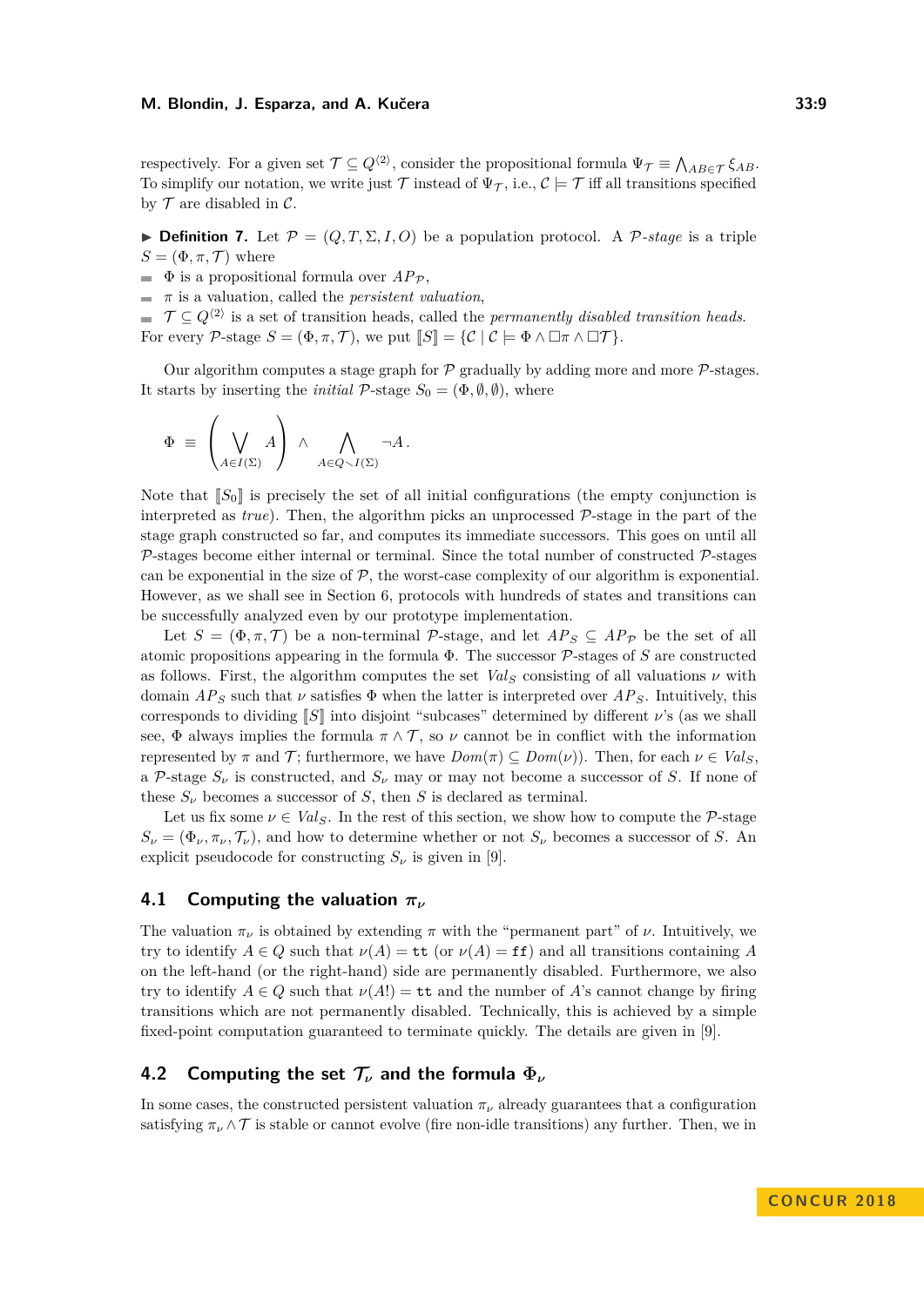respectively. For a given set $\mathcal{T} \subseteq Q^{\langle 2 \rangle}$, consider the propositional formula $\Psi_{\mathcal{T}} \equiv \bigwedge_{AB \in \mathcal{T}} \xi_{AB}$. To simplify our notation, we write just $\mathcal{T}$ instead of $\Psi_{\mathcal{T}}$, i.e., $\mathcal{C} \models \mathcal{T}$ iff all transitions specified by $\mathcal{T}$ are disabled in $\mathcal{C}$.

▶ **Definition 7.** Let $\mathcal{P} = (Q, T, \Sigma, I, O)$ be a population protocol. A $\mathcal{P}$*-stage* is a triple $S = (\Phi, \pi, \mathcal{T})$ where

- $\Phi$ is a propositional formula over $AP_{\mathcal{P}}$,
- $\pi$ is a valuation, called the *persistent valuation*,
- $\mathcal{T} \subseteq Q^{\langle 2 \rangle}$ is a set of transition heads, called the *permanently disabled transition heads*.

For every $\mathcal{P}$-stage $S = (\Phi, \pi, \mathcal{T})$, we put $[\![S]\!] = \{\mathcal{C} \mid \mathcal{C} \models \Phi \wedge \Box\pi \wedge \Box\mathcal{T}\}$.

Our algorithm computes a stage graph for $\mathcal{P}$ gradually by adding more and more $\mathcal{P}$-stages. It starts by inserting the *initial* $\mathcal{P}$-stage $S_0 = (\Phi, \emptyset, \emptyset)$, where

$$\Phi \;\equiv\; \left( \bigvee_{A \in I(\Sigma)} A \right) \wedge \bigwedge_{A \in Q \smallsetminus I(\Sigma)} \neg A \,.$$

Note that $[\![S_0]\!]$ is precisely the set of all initial configurations (the empty conjunction is interpreted as *true*). Then, the algorithm picks an unprocessed $\mathcal{P}$-stage in the part of the stage graph constructed so far, and computes its immediate successors. This goes on until all $\mathcal{P}$-stages become either internal or terminal. Since the total number of constructed $\mathcal{P}$-stages can be exponential in the size of $\mathcal{P}$, the worst-case complexity of our algorithm is exponential. However, as we shall see in Section 6, protocols with hundreds of states and transitions can be successfully analyzed even by our prototype implementation.

Let $S = (\Phi, \pi, \mathcal{T})$ be a non-terminal $\mathcal{P}$-stage, and let $AP_S \subseteq AP_{\mathcal{P}}$ be the set of all atomic propositions appearing in the formula $\Phi$. The successor $\mathcal{P}$-stages of $S$ are constructed as follows. First, the algorithm computes the set $Val_S$ consisting of all valuations $\nu$ with domain $AP_S$ such that $\nu$ satisfies $\Phi$ when the latter is interpreted over $AP_S$. Intuitively, this corresponds to dividing $[\![S]\!]$ into disjoint "subcases" determined by different $\nu$'s (as we shall see, $\Phi$ always implies the formula $\pi \wedge \mathcal{T}$, so $\nu$ cannot be in conflict with the information represented by $\pi$ and $\mathcal{T}$; furthermore, we have $Dom(\pi) \subseteq Dom(\nu)$). Then, for each $\nu \in Val_S$, a $\mathcal{P}$-stage $S_\nu$ is constructed, and $S_\nu$ may or may not become a successor of $S$. If none of these $S_\nu$ becomes a successor of $S$, then $S$ is declared as terminal.

Let us fix some $\nu \in Val_S$. In the rest of this section, we show how to compute the $\mathcal{P}$-stage $S_\nu = (\Phi_\nu, \pi_\nu, \mathcal{T}_\nu)$, and how to determine whether or not $S_\nu$ becomes a successor of $S$. An explicit pseudocode for constructing $S_\nu$ is given in [9].

## 4.1 Computing the valuation $\pi_\nu$

The valuation $\pi_\nu$ is obtained by extending $\pi$ with the "permanent part" of $\nu$. Intuitively, we try to identify $A \in Q$ such that $\nu(A) = \mathtt{tt}$ (or $\nu(A) = \mathtt{ff}$) and all transitions containing $A$ on the left-hand (or the right-hand) side are permanently disabled. Furthermore, we also try to identify $A \in Q$ such that $\nu(A!) = \mathtt{tt}$ and the number of $A$'s cannot change by firing transitions which are not permanently disabled. Technically, this is achieved by a simple fixed-point computation guaranteed to terminate quickly. The details are given in [9].

## 4.2 Computing the set $\mathcal{T}_\nu$ and the formula $\Phi_\nu$

In some cases, the constructed persistent valuation $\pi_\nu$ already guarantees that a configuration satisfying $\pi_\nu \wedge \mathcal{T}$ is stable or cannot evolve (fire non-idle transitions) any further. Then, we in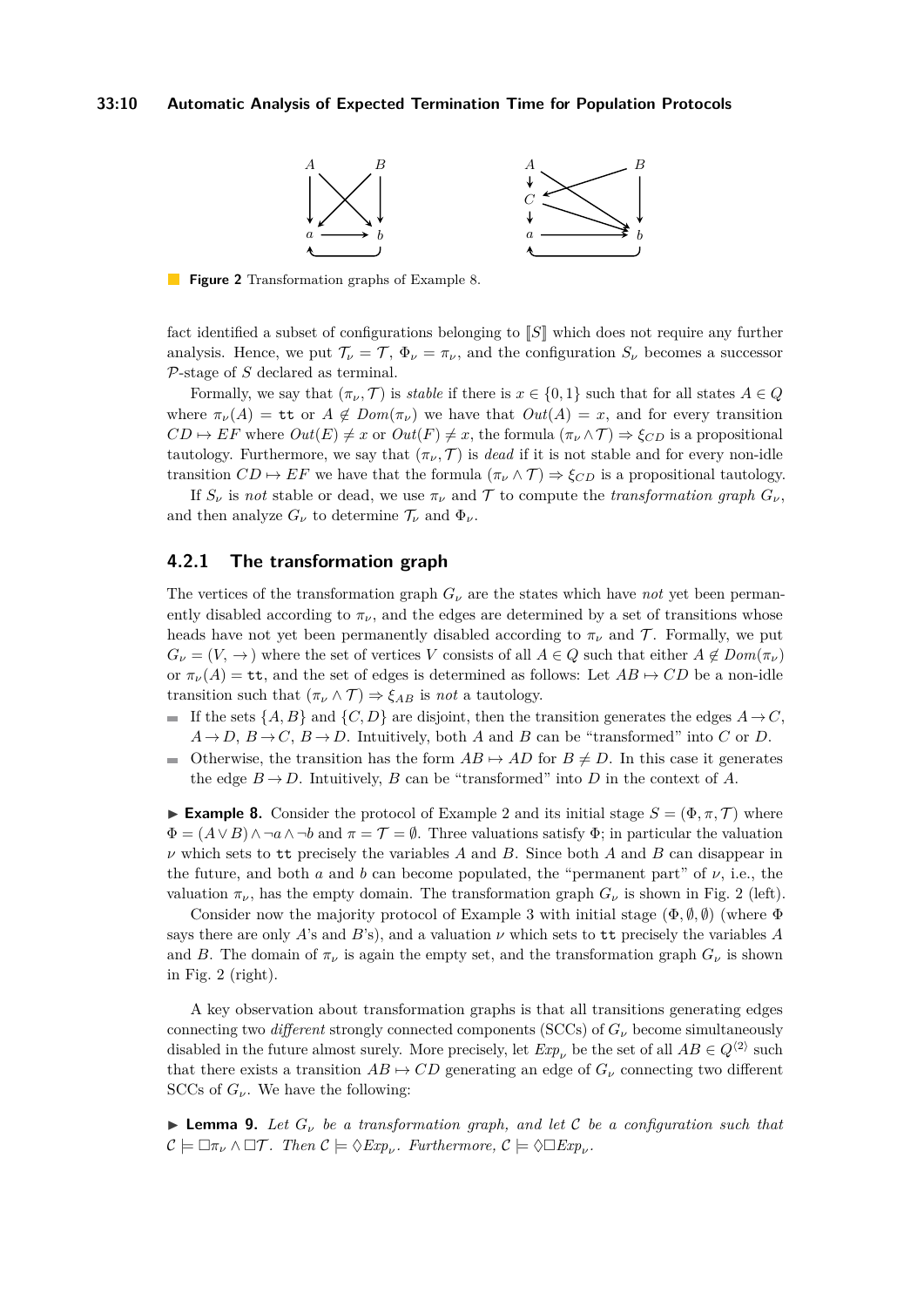**Figure 2** Transformation graphs of Example 8.

fact identified a subset of configurations belonging to $[\![S]\!]$ which does not require any further analysis. Hence, we put $\mathcal{T}_\nu = \mathcal{T}$, $\Phi_\nu = \pi_\nu$, and the configuration $S_\nu$ becomes a successor $\mathcal{P}$-stage of $S$ declared as terminal.

Formally, we say that $(\pi_\nu, \mathcal{T})$ is *stable* if there is $x \in \{0,1\}$ such that for all states $A \in Q$ where $\pi_\nu(A) = \texttt{tt}$ or $A \notin Dom(\pi_\nu)$ we have that $Out(A) = x$, and for every transition $CD \mapsto EF$ where $Out(E) \neq x$ or $Out(F) \neq x$, the formula $(\pi_\nu \wedge \mathcal{T}) \Rightarrow \xi_{CD}$ is a propositional tautology. Furthermore, we say that $(\pi_\nu, \mathcal{T})$ is *dead* if it is not stable and for every non-idle transition $CD \mapsto EF$ we have that the formula $(\pi_\nu \wedge \mathcal{T}) \Rightarrow \xi_{CD}$ is a propositional tautology.

If $S_\nu$ is *not* stable or dead, we use $\pi_\nu$ and $\mathcal{T}$ to compute the *transformation graph* $G_\nu$, and then analyze $G_\nu$ to determine $\mathcal{T}_\nu$ and $\Phi_\nu$.

### 4.2.1 The transformation graph

The vertices of the transformation graph $G_\nu$ are the states which have *not* yet been permanently disabled according to $\pi_\nu$, and the edges are determined by a set of transitions whose heads have not yet been permanently disabled according to $\pi_\nu$ and $\mathcal{T}$. Formally, we put $G_\nu = (V, \rightarrow)$ where the set of vertices $V$ consists of all $A \in Q$ such that either $A \notin Dom(\pi_\nu)$ or $\pi_\nu(A) = \texttt{tt}$, and the set of edges is determined as follows: Let $AB \mapsto CD$ be a non-idle transition such that $(\pi_\nu \wedge \mathcal{T}) \Rightarrow \xi_{AB}$ is *not* a tautology.

- If the sets $\{A, B\}$ and $\{C, D\}$ are disjoint, then the transition generates the edges $A \rightarrow C$, $A \rightarrow D$, $B \rightarrow C$, $B \rightarrow D$. Intuitively, both $A$ and $B$ can be "transformed" into $C$ or $D$.
- Otherwise, the transition has the form $AB \mapsto AD$ for $B \neq D$. In this case it generates the edge $B \rightarrow D$. Intuitively, $B$ can be "transformed" into $D$ in the context of $A$.

▶ **Example 8.** Consider the protocol of Example 2 and its initial stage $S = (\Phi, \pi, \mathcal{T})$ where $\Phi = (A \vee B) \wedge \neg a \wedge \neg b$ and $\pi = \mathcal{T} = \emptyset$. Three valuations satisfy $\Phi$; in particular the valuation $\nu$ which sets to $\texttt{tt}$ precisely the variables $A$ and $B$. Since both $A$ and $B$ can disappear in the future, and both $a$ and $b$ can become populated, the "permanent part" of $\nu$, i.e., the valuation $\pi_\nu$, has the empty domain. The transformation graph $G_\nu$ is shown in Fig. 2 (left).

Consider now the majority protocol of Example 3 with initial stage $(\Phi, \emptyset, \emptyset)$ (where $\Phi$ says there are only $A$'s and $B$'s), and a valuation $\nu$ which sets to $\texttt{tt}$ precisely the variables $A$ and $B$. The domain of $\pi_\nu$ is again the empty set, and the transformation graph $G_\nu$ is shown in Fig. 2 (right).

A key observation about transformation graphs is that all transitions generating edges connecting two *different* strongly connected components (SCCs) of $G_\nu$ become simultaneously disabled in the future almost surely. More precisely, let $Exp_\nu$ be the set of all $AB \in Q^{\langle 2 \rangle}$ such that there exists a transition $AB \mapsto CD$ generating an edge of $G_\nu$ connecting two different SCCs of $G_\nu$. We have the following:

▶ **Lemma 9.** *Let $G_\nu$ be a transformation graph, and let $\mathcal{C}$ be a configuration such that $\mathcal{C} \models \Box\pi_\nu \wedge \Box\mathcal{T}$. Then $\mathcal{C} \models \Diamond Exp_\nu$. Furthermore, $\mathcal{C} \models \Diamond\Box Exp_\nu$.*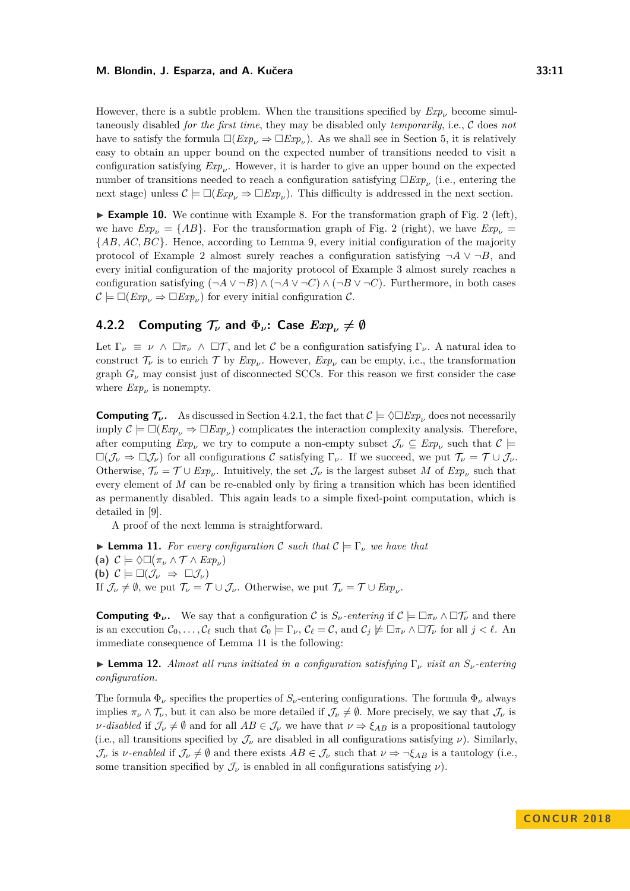However, there is a subtle problem. When the transitions specified by $Exp_\nu$ become simultaneously disabled *for the first time*, they may be disabled only *temporarily*, i.e., $\mathcal{C}$ does *not* have to satisfy the formula $\Box(Exp_\nu \Rightarrow \Box Exp_\nu)$. As we shall see in Section 5, it is relatively easy to obtain an upper bound on the expected number of transitions needed to visit a configuration satisfying $Exp_\nu$. However, it is harder to give an upper bound on the expected number of transitions needed to reach a configuration satisfying $\Box Exp_\nu$ (i.e., entering the next stage) unless $\mathcal{C} \models \Box(Exp_\nu \Rightarrow \Box Exp_\nu)$. This difficulty is addressed in the next section.

▶ **Example 10.** We continue with Example 8. For the transformation graph of Fig. 2 (left), we have $Exp_\nu = \{AB\}$. For the transformation graph of Fig. 2 (right), we have $Exp_\nu = \{AB, AC, BC\}$. Hence, according to Lemma 9, every initial configuration of the majority protocol of Example 2 almost surely reaches a configuration satisfying $\neg A \vee \neg B$, and every initial configuration of the majority protocol of Example 3 almost surely reaches a configuration satisfying $(\neg A \vee \neg B) \wedge (\neg A \vee \neg C) \wedge (\neg B \vee \neg C)$. Furthermore, in both cases $\mathcal{C} \models \Box(Exp_\nu \Rightarrow \Box Exp_\nu)$ for every initial configuration $\mathcal{C}$.

### 4.2.2 Computing $\mathcal{T}_\nu$ and $\Phi_\nu$: Case $Exp_\nu \neq \emptyset$

Let $\Gamma_\nu \equiv \nu \wedge \Box\pi_\nu \wedge \Box\mathcal{T}$, and let $\mathcal{C}$ be a configuration satisfying $\Gamma_\nu$. A natural idea to construct $\mathcal{T}_\nu$ is to enrich $\mathcal{T}$ by $Exp_\nu$. However, $Exp_\nu$ can be empty, i.e., the transformation graph $G_\nu$ may consist just of disconnected SCCs. For this reason we first consider the case where $Exp_\nu$ is nonempty.

**Computing $\mathcal{T}_\nu$.** As discussed in Section 4.2.1, the fact that $\mathcal{C} \models \Diamond\Box Exp_\nu$ does not necessarily imply $\mathcal{C} \models \Box(Exp_\nu \Rightarrow \Box Exp_\nu)$ complicates the interaction complexity analysis. Therefore, after computing $Exp_\nu$ we try to compute a non-empty subset $\mathcal{J}_\nu \subseteq Exp_\nu$ such that $\mathcal{C} \models \Box(\mathcal{J}_\nu \Rightarrow \Box\mathcal{J}_\nu)$ for all configurations $\mathcal{C}$ satisfying $\Gamma_\nu$. If we succeed, we put $\mathcal{T}_\nu = \mathcal{T} \cup \mathcal{J}_\nu$. Otherwise, $\mathcal{T}_\nu = \mathcal{T} \cup Exp_\nu$. Intuitively, the set $\mathcal{J}_\nu$ is the largest subset $M$ of $Exp_\nu$ such that every element of $M$ can be re-enabled only by firing a transition which has been identified as permanently disabled. This again leads to a simple fixed-point computation, which is detailed in [9].

A proof of the next lemma is straightforward.

▶ **Lemma 11.** *For every configuration $\mathcal{C}$ such that $\mathcal{C} \models \Gamma_\nu$ we have that*
**(a)** $\mathcal{C} \models \Diamond\Box(\pi_\nu \wedge \mathcal{T} \wedge Exp_\nu)$
**(b)** $\mathcal{C} \models \Box(\mathcal{J}_\nu \;\Rightarrow\; \Box\mathcal{J}_\nu)$
If $\mathcal{J}_\nu \neq \emptyset$, we put $\mathcal{T}_\nu = \mathcal{T} \cup \mathcal{J}_\nu$. Otherwise, we put $\mathcal{T}_\nu = \mathcal{T} \cup Exp_\nu$.

**Computing $\Phi_\nu$.** We say that a configuration $\mathcal{C}$ is $S_\nu$*-entering* if $\mathcal{C} \models \Box\pi_\nu \wedge \Box\mathcal{T}_\nu$ and there is an execution $\mathcal{C}_0, \ldots, \mathcal{C}_\ell$ such that $\mathcal{C}_0 \models \Gamma_\nu$, $\mathcal{C}_\ell = \mathcal{C}$, and $\mathcal{C}_j \not\models \Box\pi_\nu \wedge \Box\mathcal{T}_\nu$ for all $j < \ell$. An immediate consequence of Lemma 11 is the following:

▶ **Lemma 12.** *Almost all runs initiated in a configuration satisfying $\Gamma_\nu$ visit an $S_\nu$-entering configuration.*

The formula $\Phi_\nu$ specifies the properties of $S_\nu$-entering configurations. The formula $\Phi_\nu$ always implies $\pi_\nu \wedge \mathcal{T}_\nu$, but it can also be more detailed if $\mathcal{J}_\nu \neq \emptyset$. More precisely, we say that $\mathcal{J}_\nu$ is $\nu$*-disabled* if $\mathcal{J}_\nu \neq \emptyset$ and for all $AB \in \mathcal{J}_\nu$ we have that $\nu \Rightarrow \xi_{AB}$ is a propositional tautology (i.e., all transitions specified by $\mathcal{J}_\nu$ are disabled in all configurations satisfying $\nu$). Similarly, $\mathcal{J}_\nu$ is $\nu$*-enabled* if $\mathcal{J}_\nu \neq \emptyset$ and there exists $AB \in \mathcal{J}_\nu$ such that $\nu \Rightarrow \neg\xi_{AB}$ is a tautology (i.e., some transition specified by $\mathcal{J}_\nu$ is enabled in all configurations satisfying $\nu$).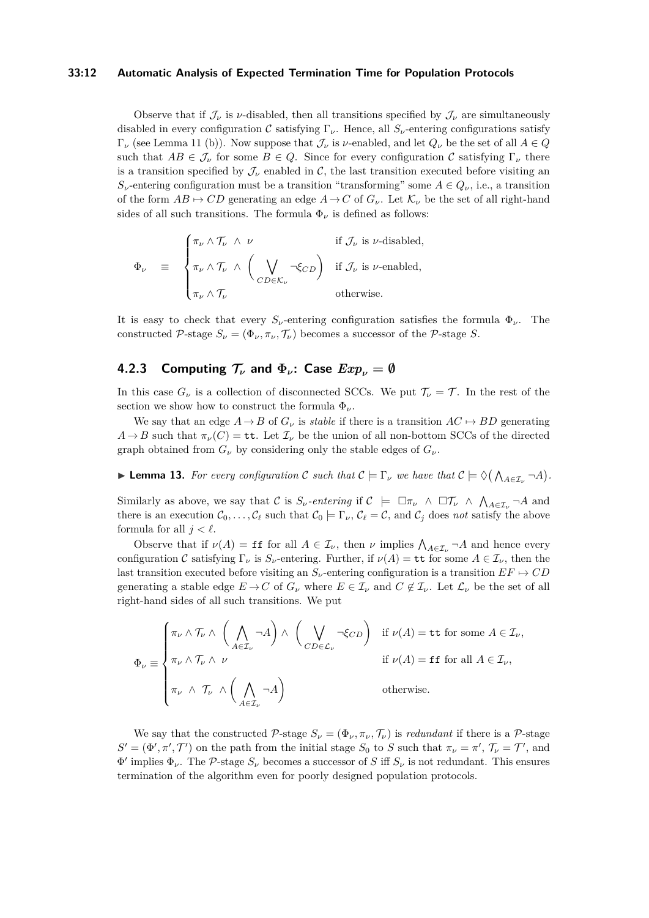Observe that if $\mathcal{J}_\nu$ is $\nu$-disabled, then all transitions specified by $\mathcal{J}_\nu$ are simultaneously disabled in every configuration $\mathcal{C}$ satisfying $\Gamma_\nu$. Hence, all $S_\nu$-entering configurations satisfy $\Gamma_\nu$ (see Lemma 11 (b)). Now suppose that $\mathcal{J}_\nu$ is $\nu$-enabled, and let $Q_\nu$ be the set of all $A \in Q$ such that $AB \in \mathcal{J}_\nu$ for some $B \in Q$. Since for every configuration $\mathcal{C}$ satisfying $\Gamma_\nu$ there is a transition specified by $\mathcal{J}_\nu$ enabled in $\mathcal{C}$, the last transition executed before visiting an $S_\nu$-entering configuration must be a transition "transforming" some $A \in Q_\nu$, i.e., a transition of the form $AB \mapsto CD$ generating an edge $A \to C$ of $G_\nu$. Let $\mathcal{K}_\nu$ be the set of all right-hand sides of all such transitions. The formula $\Phi_\nu$ is defined as follows:

$$\Phi_\nu \quad \equiv \quad \begin{cases} \pi_\nu \wedge \mathcal{T}_\nu \;\wedge\; \nu & \text{if } \mathcal{J}_\nu \text{ is } \nu\text{-disabled,} \\ \pi_\nu \wedge \mathcal{T}_\nu \;\wedge\; \left( \bigvee_{CD \in \mathcal{K}_\nu} \neg \xi_{CD} \right) & \text{if } \mathcal{J}_\nu \text{ is } \nu\text{-enabled,} \\ \pi_\nu \wedge \mathcal{T}_\nu & \text{otherwise.} \end{cases}$$

It is easy to check that every $S_\nu$-entering configuration satisfies the formula $\Phi_\nu$. The constructed $\mathcal{P}$-stage $S_\nu = (\Phi_\nu, \pi_\nu, \mathcal{T}_\nu)$ becomes a successor of the $\mathcal{P}$-stage $S$.

### 4.2.3 Computing $\mathcal{T}_\nu$ and $\Phi_\nu$: Case $Exp_\nu = \emptyset$

In this case $G_\nu$ is a collection of disconnected SCCs. We put $\mathcal{T}_\nu = \mathcal{T}$. In the rest of the section we show how to construct the formula $\Phi_\nu$.

We say that an edge $A \to B$ of $G_\nu$ is *stable* if there is a transition $AC \mapsto BD$ generating $A \to B$ such that $\pi_\nu(C) = \mathtt{tt}$. Let $\mathcal{I}_\nu$ be the union of all non-bottom SCCs of the directed graph obtained from $G_\nu$ by considering only the stable edges of $G_\nu$.

▶ **Lemma 13.** *For every configuration $\mathcal{C}$ such that $\mathcal{C} \models \Gamma_\nu$ we have that $\mathcal{C} \models \Diamond\big(\bigwedge_{A \in \mathcal{I}_\nu} \neg A\big)$.*

Similarly as above, we say that $\mathcal{C}$ is $S_\nu$*-entering* if $\mathcal{C} \models \Box\pi_\nu \wedge \Box\mathcal{T}_\nu \wedge \bigwedge_{A \in \mathcal{I}_\nu} \neg A$ and there is an execution $\mathcal{C}_0, \ldots, \mathcal{C}_\ell$ such that $\mathcal{C}_0 \models \Gamma_\nu$, $\mathcal{C}_\ell = \mathcal{C}$, and $\mathcal{C}_j$ does *not* satisfy the above formula for all $j < \ell$.

Observe that if $\nu(A) = \mathtt{ff}$ for all $A \in \mathcal{I}_\nu$, then $\nu$ implies $\bigwedge_{A \in \mathcal{I}_\nu} \neg A$ and hence every configuration $\mathcal{C}$ satisfying $\Gamma_\nu$ is $S_\nu$-entering. Further, if $\nu(A) = \mathtt{tt}$ for some $A \in \mathcal{I}_\nu$, then the last transition executed before visiting an $S_\nu$-entering configuration is a transition $EF \mapsto CD$ generating a stable edge $E \to C$ of $G_\nu$ where $E \in \mathcal{I}_\nu$ and $C \notin \mathcal{I}_\nu$. Let $\mathcal{L}_\nu$ be the set of all right-hand sides of all such transitions. We put

$$\Phi_\nu \equiv \begin{cases} \pi_\nu \wedge \mathcal{T}_\nu \wedge \left( \bigwedge_{A \in \mathcal{I}_\nu} \neg A \right) \wedge \left( \bigvee_{CD \in \mathcal{L}_\nu} \neg \xi_{CD} \right) & \text{if } \nu(A) = \mathtt{tt} \text{ for some } A \in \mathcal{I}_\nu, \\ \pi_\nu \wedge \mathcal{T}_\nu \wedge\; \nu & \text{if } \nu(A) = \mathtt{ff} \text{ for all } A \in \mathcal{I}_\nu, \\ \pi_\nu \;\wedge\; \mathcal{T}_\nu \;\wedge \left( \bigwedge_{A \in \mathcal{I}_\nu} \neg A \right) & \text{otherwise.} \end{cases}$$

We say that the constructed $\mathcal{P}$-stage $S_\nu = (\Phi_\nu, \pi_\nu, \mathcal{T}_\nu)$ is *redundant* if there is a $\mathcal{P}$-stage $S' = (\Phi', \pi', \mathcal{T}')$ on the path from the initial stage $S_0$ to $S$ such that $\pi_\nu = \pi'$, $\mathcal{T}_\nu = \mathcal{T}'$, and $\Phi'$ implies $\Phi_\nu$. The $\mathcal{P}$-stage $S_\nu$ becomes a successor of $S$ iff $S_\nu$ is not redundant. This ensures termination of the algorithm even for poorly designed population protocols.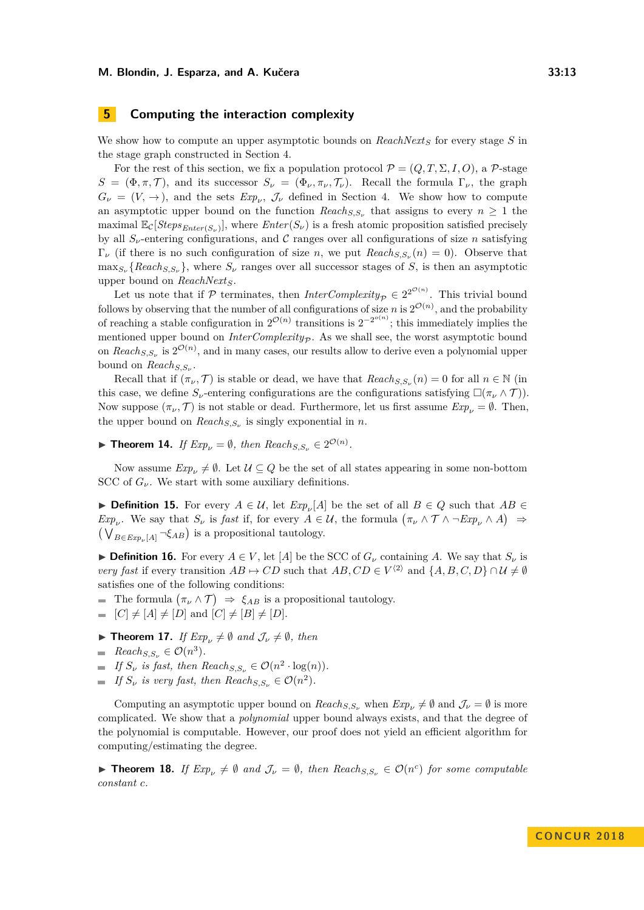## 5 Computing the interaction complexity

We show how to compute an upper asymptotic bounds on $\mathit{ReachNext}_S$ for every stage $S$ in the stage graph constructed in Section 4.

For the rest of this section, we fix a population protocol $\mathcal{P} = (Q, T, \Sigma, I, O)$, a $\mathcal{P}$-stage $S = (\Phi, \pi, \mathcal{T})$, and its successor $S_\nu = (\Phi_\nu, \pi_\nu, \mathcal{T}_\nu)$. Recall the formula $\Gamma_\nu$, the graph $G_\nu = (V, \to)$, and the sets $\mathit{Exp}_\nu$, $\mathcal{J}_\nu$ defined in Section 4. We show how to compute an asymptotic upper bound on the function $\mathit{Reach}_{S,S_\nu}$ that assigns to every $n \geq 1$ the maximal $\mathbb{E}_\mathcal{C}[\mathit{Steps}_{\mathit{Enter}(S_\nu)}]$, where $\mathit{Enter}(S_\nu)$ is a fresh atomic proposition satisfied precisely by all $S_\nu$-entering configurations, and $\mathcal{C}$ ranges over all configurations of size $n$ satisfying $\Gamma_\nu$ (if there is no such configuration of size $n$, we put $\mathit{Reach}_{S,S_\nu}(n) = 0$). Observe that $\max_{S_\nu}\{\mathit{Reach}_{S,S_\nu}\}$, where $S_\nu$ ranges over all successor stages of $S$, is then an asymptotic upper bound on $\mathit{ReachNext}_S$.

Let us note that if $\mathcal{P}$ terminates, then $\mathit{InterComplexity}_\mathcal{P} \in 2^{2^{\mathcal{O}(n)}}$. This trivial bound follows by observing that the number of all configurations of size $n$ is $2^{\mathcal{O}(n)}$, and the probability of reaching a stable configuration in $2^{\mathcal{O}(n)}$ transitions is $2^{-2^{o(n)}}$; this immediately implies the mentioned upper bound on $\mathit{InterComplexity}_\mathcal{P}$. As we shall see, the worst asymptotic bound on $\mathit{Reach}_{S,S_\nu}$ is $2^{\mathcal{O}(n)}$, and in many cases, our results allow to derive even a polynomial upper bound on $\mathit{Reach}_{S,S_\nu}$.

Recall that if $(\pi_\nu, \mathcal{T})$ is stable or dead, we have that $\mathit{Reach}_{S,S_\nu}(n) = 0$ for all $n \in \mathbb{N}$ (in this case, we define $S_\nu$-entering configurations are the configurations satisfying $\Box(\pi_\nu \wedge \mathcal{T})$). Now suppose $(\pi_\nu, \mathcal{T})$ is not stable or dead. Furthermore, let us first assume $\mathit{Exp}_\nu = \emptyset$. Then, the upper bound on $\mathit{Reach}_{S,S_\nu}$ is singly exponential in $n$.

▶ **Theorem 14.** *If $\mathit{Exp}_\nu = \emptyset$, then $\mathit{Reach}_{S,S_\nu} \in 2^{\mathcal{O}(n)}$.*

Now assume $\mathit{Exp}_\nu \neq \emptyset$. Let $\mathcal{U} \subseteq Q$ be the set of all states appearing in some non-bottom SCC of $G_\nu$. We start with some auxiliary definitions.

▶ **Definition 15.** For every $A \in \mathcal{U}$, let $\mathit{Exp}_\nu[A]$ be the set of all $B \in Q$ such that $AB \in \mathit{Exp}_\nu$. We say that $S_\nu$ is *fast* if, for every $A \in \mathcal{U}$, the formula $(\pi_\nu \wedge \mathcal{T} \wedge \neg \mathit{Exp}_\nu \wedge A) \Rightarrow (\bigvee_{B \in \mathit{Exp}_\nu[A]} \neg \xi_{AB})$ is a propositional tautology.

▶ **Definition 16.** For every $A \in V$, let $[A]$ be the SCC of $G_\nu$ containing $A$. We say that $S_\nu$ is *very fast* if every transition $AB \mapsto CD$ such that $AB, CD \in V^{\langle 2 \rangle}$ and $\{A, B, C, D\} \cap \mathcal{U} \neq \emptyset$ satisfies one of the following conditions:

- The formula $(\pi_\nu \wedge \mathcal{T}) \Rightarrow \xi_{AB}$ is a propositional tautology.
- $[C] \neq [A] \neq [D]$ and $[C] \neq [B] \neq [D]$.

▶ **Theorem 17.** *If $\mathit{Exp}_\nu \neq \emptyset$ and $\mathcal{J}_\nu \neq \emptyset$, then*

- $\mathit{Reach}_{S,S_\nu} \in \mathcal{O}(n^3)$.
- *If $S_\nu$ is fast, then $\mathit{Reach}_{S,S_\nu} \in \mathcal{O}(n^2 \cdot \log(n))$.*
- *If $S_\nu$ is very fast, then $\mathit{Reach}_{S,S_\nu} \in \mathcal{O}(n^2)$.*

Computing an asymptotic upper bound on $\mathit{Reach}_{S,S_\nu}$ when $\mathit{Exp}_\nu \neq \emptyset$ and $\mathcal{J}_\nu = \emptyset$ is more complicated. We show that a *polynomial* upper bound always exists, and that the degree of the polynomial is computable. However, our proof does not yield an efficient algorithm for computing/estimating the degree.

▶ **Theorem 18.** *If $\mathit{Exp}_\nu \neq \emptyset$ and $\mathcal{J}_\nu = \emptyset$, then $\mathit{Reach}_{S,S_\nu} \in \mathcal{O}(n^c)$ for some computable constant $c$.*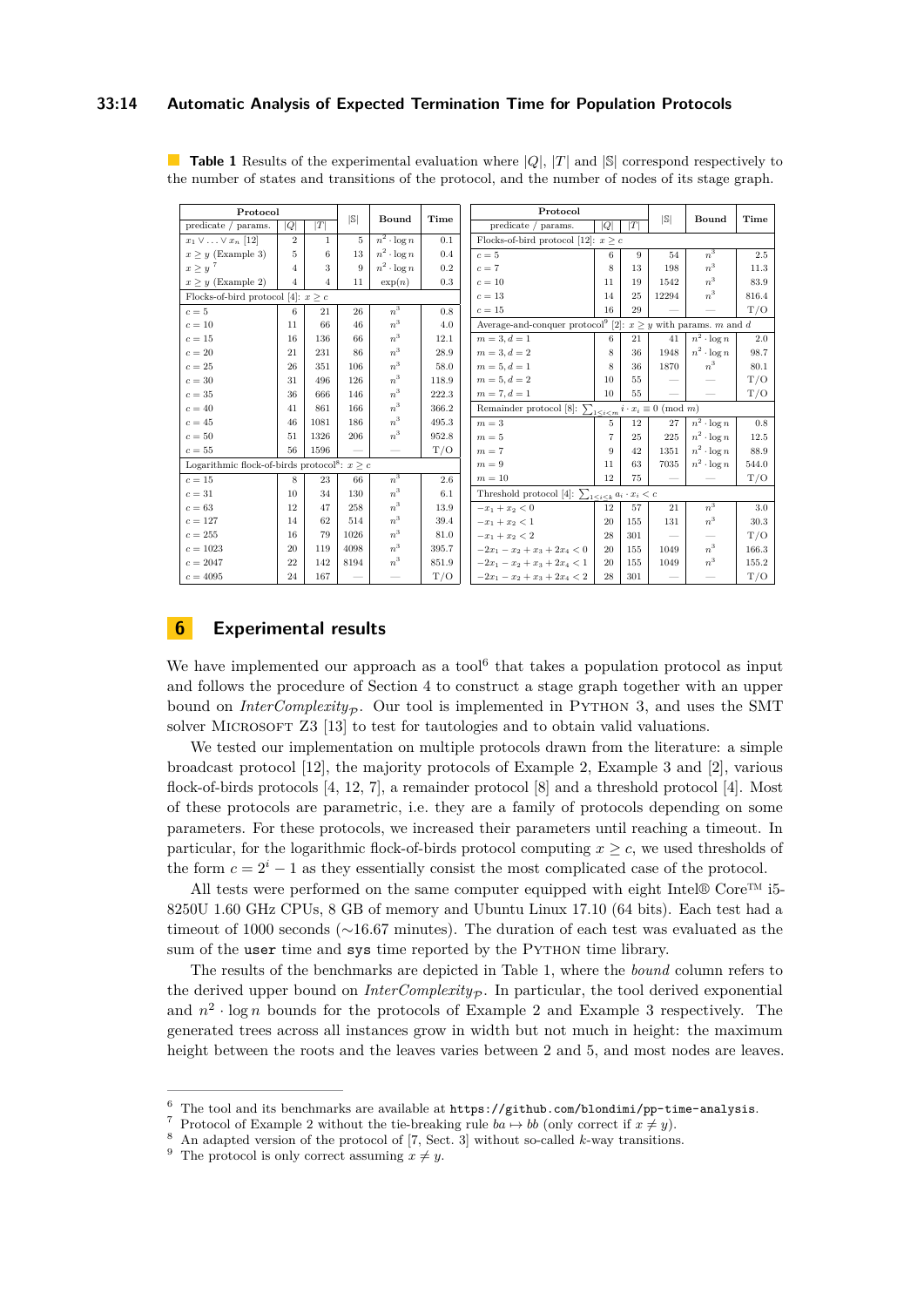**Table 1** Results of the experimental evaluation where $|Q|$, $|T|$ and $|\mathbb{S}|$ correspond respectively to the number of states and transitions of the protocol, and the number of nodes of its stage graph.

| Protocol | | | $\lvert\mathbb{S}\rvert$ | Bound | Time |
|---|---|---|---|---|---|
| predicate / params. | $\lvert Q\rvert$ | $\lvert T\rvert$ | | | |
| $x_1 \vee \ldots \vee x_n$ [12] | 2 | 1 | 5 | $n^2 \cdot \log n$ | 0.1 |
| $x \geq y$ (Example 3) | 5 | 6 | 13 | $n^2 \cdot \log n$ | 0.4 |
| $x \geq y$ [7] | 4 | 3 | 9 | $n^2 \cdot \log n$ | 0.2 |
| $x \geq y$ (Example 2) | 4 | 4 | 11 | $\exp(n)$ | 0.3 |
| Flocks-of-bird protocol [4]: $x \geq c$ | | | | | |
| $c = 5$ | 6 | 21 | 26 | $n^3$ | 0.8 |
| $c = 10$ | 11 | 66 | 46 | $n^3$ | 4.0 |
| $c = 15$ | 16 | 136 | 66 | $n^3$ | 12.1 |
| $c = 20$ | 21 | 231 | 86 | $n^3$ | 28.9 |
| $c = 25$ | 26 | 351 | 106 | $n^3$ | 58.0 |
| $c = 30$ | 31 | 496 | 126 | $n^3$ | 118.9 |
| $c = 35$ | 36 | 666 | 146 | $n^3$ | 222.3 |
| $c = 40$ | 41 | 861 | 166 | $n^3$ | 366.2 |
| $c = 45$ | 46 | 1081 | 186 | $n^3$ | 495.3 |
| $c = 50$ | 51 | 1326 | 206 | $n^3$ | 952.8 |
| $c = 55$ | 56 | 1596 | — | — | T/O |
| Logarithmic flock-of-birds protocol[8]: $x \geq c$ | | | | | |
| $c = 15$ | 8 | 23 | 66 | $n^3$ | 2.6 |
| $c = 31$ | 10 | 34 | 130 | $n^3$ | 6.1 |
| $c = 63$ | 12 | 47 | 258 | $n^3$ | 13.9 |
| $c = 127$ | 14 | 62 | 514 | $n^3$ | 39.4 |
| $c = 255$ | 16 | 79 | 1026 | $n^3$ | 81.0 |
| $c = 1023$ | 20 | 119 | 4098 | $n^3$ | 395.7 |
| $c = 2047$ | 22 | 142 | 8194 | $n^3$ | 851.9 |
| $c = 4095$ | 24 | 167 | — | — | T/O |

| Protocol | | | $\lvert\mathbb{S}\rvert$ | Bound | Time |
|---|---|---|---|---|---|
| predicate / params. | $\lvert Q\rvert$ | $\lvert T\rvert$ | | | |
| Flocks-of-bird protocol [12]: $x \geq c$ | | | | | |
| $c = 5$ | 6 | 9 | 54 | $n^3$ | 2.5 |
| $c = 7$ | 8 | 13 | 198 | $n^3$ | 11.3 |
| $c = 10$ | 11 | 19 | 1542 | $n^3$ | 83.9 |
| $c = 13$ | 14 | 25 | 12294 | $n^3$ | 816.4 |
| $c = 15$ | 16 | 29 | — | — | T/O |
| Average-and-conquer protocol[9] [2]: $x \geq y$ with params. $m$ and $d$ | | | | | |
| $m = 3, d = 1$ | 6 | 21 | 41 | $n^2 \cdot \log n$ | 2.0 |
| $m = 3, d = 2$ | 8 | 36 | 1948 | $n^2 \cdot \log n$ | 98.7 |
| $m = 5, d = 1$ | 8 | 36 | 1870 | $n^3$ | 80.1 |
| $m = 5, d = 2$ | 10 | 55 | — | — | T/O |
| $m = 7, d = 1$ | 10 | 55 | — | — | T/O |
| Remainder protocol [8]: $\sum_{1 \leq i < m} i \cdot x_i \equiv 0 \pmod{m}$ | | | | | |
| $m = 3$ | 5 | 12 | 27 | $n^2 \cdot \log n$ | 0.8 |
| $m = 5$ | 7 | 25 | 225 | $n^2 \cdot \log n$ | 12.5 |
| $m = 7$ | 9 | 42 | 1351 | $n^2 \cdot \log n$ | 88.9 |
| $m = 9$ | 11 | 63 | 7035 | $n^2 \cdot \log n$ | 544.0 |
| $m = 10$ | 12 | 75 | — | — | T/O |
| Threshold protocol [4]: $\sum_{1 \leq i \leq k} a_i \cdot x_i < c$ | | | | | |
| $-x_1 + x_2 < 0$ | 12 | 57 | 21 | $n^3$ | 3.0 |
| $-x_1 + x_2 < 1$ | 20 | 155 | 131 | $n^3$ | 30.3 |
| $-x_1 + x_2 < 2$ | 28 | 301 | — | — | T/O |
| $-2x_1 - x_2 + x_3 + 2x_4 < 0$ | 20 | 155 | 1049 | $n^3$ | 166.3 |
| $-2x_1 - x_2 + x_3 + 2x_4 < 1$ | 20 | 155 | 1049 | $n^3$ | 155.2 |
| $-2x_1 - x_2 + x_3 + 2x_4 < 2$ | 28 | 301 | — | — | T/O |

## 6 Experimental results

We have implemented our approach as a tool[6] that takes a population protocol as input and follows the procedure of Section 4 to construct a stage graph together with an upper bound on *InterComplexity*$_\mathcal{P}$. Our tool is implemented in Python 3, and uses the SMT solver Microsoft Z3 [13] to test for tautologies and to obtain valid valuations.

We tested our implementation on multiple protocols drawn from the literature: a simple broadcast protocol [12], the majority protocols of Example 2, Example 3 and [2], various flock-of-birds protocols [4, 12, 7], a remainder protocol [8] and a threshold protocol [4]. Most of these protocols are parametric, i.e. they are a family of protocols depending on some parameters. For these protocols, we increased their parameters until reaching a timeout. In particular, for the logarithmic flock-of-birds protocol computing $x \geq c$, we used thresholds of the form $c = 2^i - 1$ as they essentially consist the most complicated case of the protocol.

All tests were performed on the same computer equipped with eight Intel® Core™ i5-8250U 1.60 GHz CPUs, 8 GB of memory and Ubuntu Linux 17.10 (64 bits). Each test had a timeout of 1000 seconds (∼16.67 minutes). The duration of each test was evaluated as the sum of the `user` time and `sys` time reported by the Python time library.

The results of the benchmarks are depicted in Table 1, where the *bound* column refers to the derived upper bound on *InterComplexity*$_\mathcal{P}$. In particular, the tool derived exponential and $n^2 \cdot \log n$ bounds for the protocols of Example 2 and Example 3 respectively. The generated trees across all instances grow in width but not much in height: the maximum height between the roots and the leaves varies between 2 and 5, and most nodes are leaves.

---

[6] The tool and its benchmarks are available at `https://github.com/blondimi/pp-time-analysis`.

[7] Protocol of Example 2 without the tie-breaking rule $ba \mapsto bb$ (only correct if $x \neq y$).

[8] An adapted version of the protocol of [7, Sect. 3] without so-called $k$-way transitions.

[9] The protocol is only correct assuming $x \neq y$.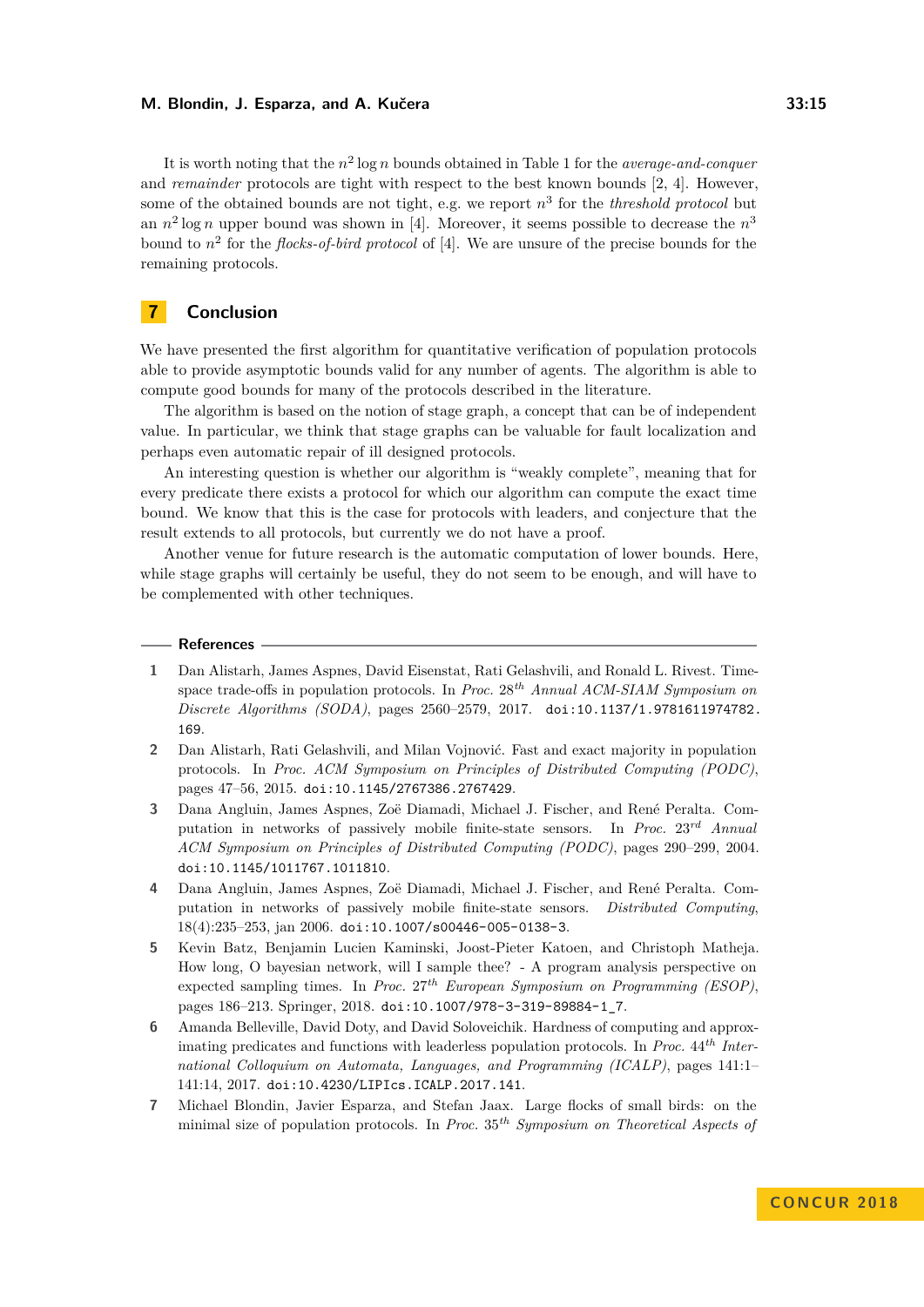It is worth noting that the $n^2 \log n$ bounds obtained in Table 1 for the *average-and-conquer* and *remainder* protocols are tight with respect to the best known bounds [2, 4]. However, some of the obtained bounds are not tight, e.g. we report $n^3$ for the *threshold protocol* but an $n^2 \log n$ upper bound was shown in [4]. Moreover, it seems possible to decrease the $n^3$ bound to $n^2$ for the *flocks-of-bird protocol* of [4]. We are unsure of the precise bounds for the remaining protocols.

## 7 Conclusion

We have presented the first algorithm for quantitative verification of population protocols able to provide asymptotic bounds valid for any number of agents. The algorithm is able to compute good bounds for many of the protocols described in the literature.

The algorithm is based on the notion of stage graph, a concept that can be of independent value. In particular, we think that stage graphs can be valuable for fault localization and perhaps even automatic repair of ill designed protocols.

An interesting question is whether our algorithm is "weakly complete", meaning that for every predicate there exists a protocol for which our algorithm can compute the exact time bound. We know that this is the case for protocols with leaders, and conjecture that the result extends to all protocols, but currently we do not have a proof.

Another venue for future research is the automatic computation of lower bounds. Here, while stage graphs will certainly be useful, they do not seem to be enough, and will have to be complemented with other techniques.

## References

1. Dan Alistarh, James Aspnes, David Eisenstat, Rati Gelashvili, and Ronald L. Rivest. Time-space trade-offs in population protocols. In *Proc.* 28*th* *Annual ACM-SIAM Symposium on Discrete Algorithms (SODA)*, pages 2560–2579, 2017. doi:10.1137/1.9781611974782.169.
2. Dan Alistarh, Rati Gelashvili, and Milan Vojnović. Fast and exact majority in population protocols. In *Proc. ACM Symposium on Principles of Distributed Computing (PODC)*, pages 47–56, 2015. doi:10.1145/2767386.2767429.
3. Dana Angluin, James Aspnes, Zoë Diamadi, Michael J. Fischer, and René Peralta. Computation in networks of passively mobile finite-state sensors. In *Proc.* 23*rd* *Annual ACM Symposium on Principles of Distributed Computing (PODC)*, pages 290–299, 2004. doi:10.1145/1011767.1011810.
4. Dana Angluin, James Aspnes, Zoë Diamadi, Michael J. Fischer, and René Peralta. Computation in networks of passively mobile finite-state sensors. *Distributed Computing*, 18(4):235–253, jan 2006. doi:10.1007/s00446-005-0138-3.
5. Kevin Batz, Benjamin Lucien Kaminski, Joost-Pieter Katoen, and Christoph Matheja. How long, O bayesian network, will I sample thee? - A program analysis perspective on expected sampling times. In *Proc.* 27*th* *European Symposium on Programming (ESOP)*, pages 186–213. Springer, 2018. doi:10.1007/978-3-319-89884-1_7.
6. Amanda Belleville, David Doty, and David Soloveichik. Hardness of computing and approximating predicates and functions with leaderless population protocols. In *Proc.* 44*th* *International Colloquium on Automata, Languages, and Programming (ICALP)*, pages 141:1–141:14, 2017. doi:10.4230/LIPIcs.ICALP.2017.141.
7. Michael Blondin, Javier Esparza, and Stefan Jaax. Large flocks of small birds: on the minimal size of population protocols. In *Proc.* 35*th* *Symposium on Theoretical Aspects of*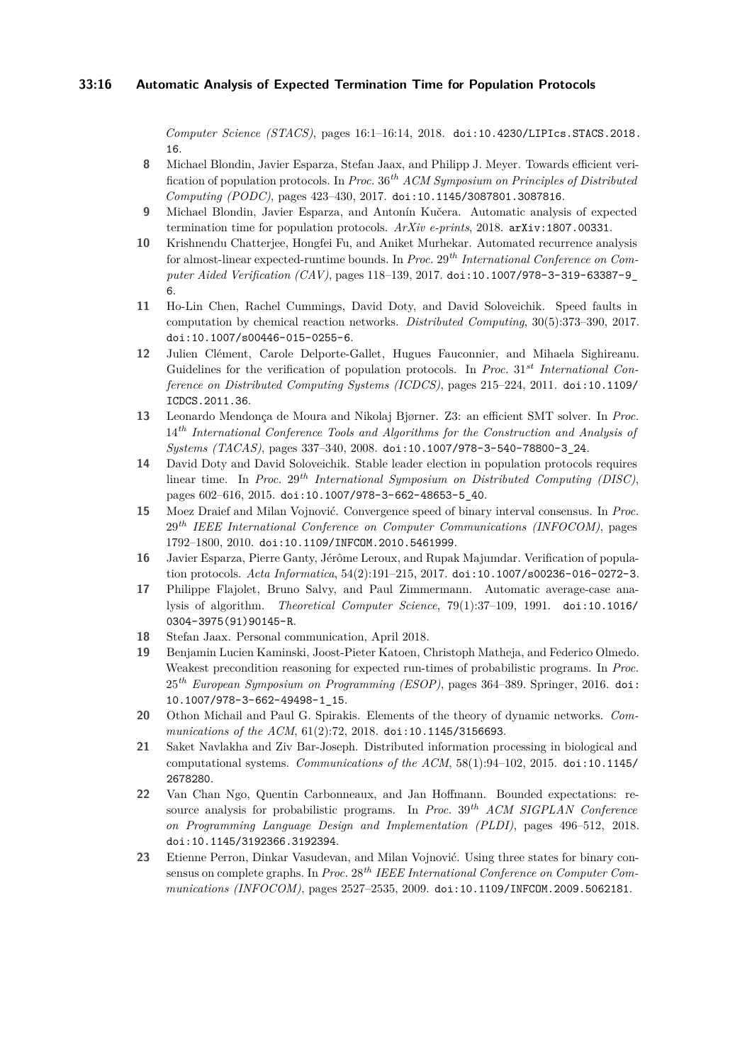*Computer Science (STACS)*, pages 16:1–16:14, 2018. doi:10.4230/LIPIcs.STACS.2018.16.

**8** Michael Blondin, Javier Esparza, Stefan Jaax, and Philipp J. Meyer. Towards efficient verification of population protocols. In *Proc. 36th ACM Symposium on Principles of Distributed Computing (PODC)*, pages 423–430, 2017. doi:10.1145/3087801.3087816.

**9** Michael Blondin, Javier Esparza, and Antonín Kučera. Automatic analysis of expected termination time for population protocols. *ArXiv e-prints*, 2018. arXiv:1807.00331.

**10** Krishnendu Chatterjee, Hongfei Fu, and Aniket Murhekar. Automated recurrence analysis for almost-linear expected-runtime bounds. In *Proc. 29th International Conference on Computer Aided Verification (CAV)*, pages 118–139, 2017. doi:10.1007/978-3-319-63387-9_6.

**11** Ho-Lin Chen, Rachel Cummings, David Doty, and David Soloveichik. Speed faults in computation by chemical reaction networks. *Distributed Computing*, 30(5):373–390, 2017. doi:10.1007/s00446-015-0255-6.

**12** Julien Clément, Carole Delporte-Gallet, Hugues Fauconnier, and Mihaela Sighireanu. Guidelines for the verification of population protocols. In *Proc. 31st International Conference on Distributed Computing Systems (ICDCS)*, pages 215–224, 2011. doi:10.1109/ICDCS.2011.36.

**13** Leonardo Mendonça de Moura and Nikolaj Bjørner. Z3: an efficient SMT solver. In *Proc. 14th International Conference Tools and Algorithms for the Construction and Analysis of Systems (TACAS)*, pages 337–340, 2008. doi:10.1007/978-3-540-78800-3_24.

**14** David Doty and David Soloveichik. Stable leader election in population protocols requires linear time. In *Proc. 29th International Symposium on Distributed Computing (DISC)*, pages 602–616, 2015. doi:10.1007/978-3-662-48653-5_40.

**15** Moez Draief and Milan Vojnović. Convergence speed of binary interval consensus. In *Proc. 29th IEEE International Conference on Computer Communications (INFOCOM)*, pages 1792–1800, 2010. doi:10.1109/INFCOM.2010.5461999.

**16** Javier Esparza, Pierre Ganty, Jérôme Leroux, and Rupak Majumdar. Verification of population protocols. *Acta Informatica*, 54(2):191–215, 2017. doi:10.1007/s00236-016-0272-3.

**17** Philippe Flajolet, Bruno Salvy, and Paul Zimmermann. Automatic average-case analysis of algorithm. *Theoretical Computer Science*, 79(1):37–109, 1991. doi:10.1016/0304-3975(91)90145-R.

**18** Stefan Jaax. Personal communication, April 2018.

**19** Benjamin Lucien Kaminski, Joost-Pieter Katoen, Christoph Matheja, and Federico Olmedo. Weakest precondition reasoning for expected run-times of probabilistic programs. In *Proc. 25th European Symposium on Programming (ESOP)*, pages 364–389. Springer, 2016. doi:10.1007/978-3-662-49498-1_15.

**20** Othon Michail and Paul G. Spirakis. Elements of the theory of dynamic networks. *Communications of the ACM*, 61(2):72, 2018. doi:10.1145/3156693.

**21** Saket Navlakha and Ziv Bar-Joseph. Distributed information processing in biological and computational systems. *Communications of the ACM*, 58(1):94–102, 2015. doi:10.1145/2678280.

**22** Van Chan Ngo, Quentin Carbonneaux, and Jan Hoffmann. Bounded expectations: resource analysis for probabilistic programs. In *Proc. 39th ACM SIGPLAN Conference on Programming Language Design and Implementation (PLDI)*, pages 496–512, 2018. doi:10.1145/3192366.3192394.

**23** Etienne Perron, Dinkar Vasudevan, and Milan Vojnović. Using three states for binary consensus on complete graphs. In *Proc. 28th IEEE International Conference on Computer Communications (INFOCOM)*, pages 2527–2535, 2009. doi:10.1109/INFCOM.2009.5062181.